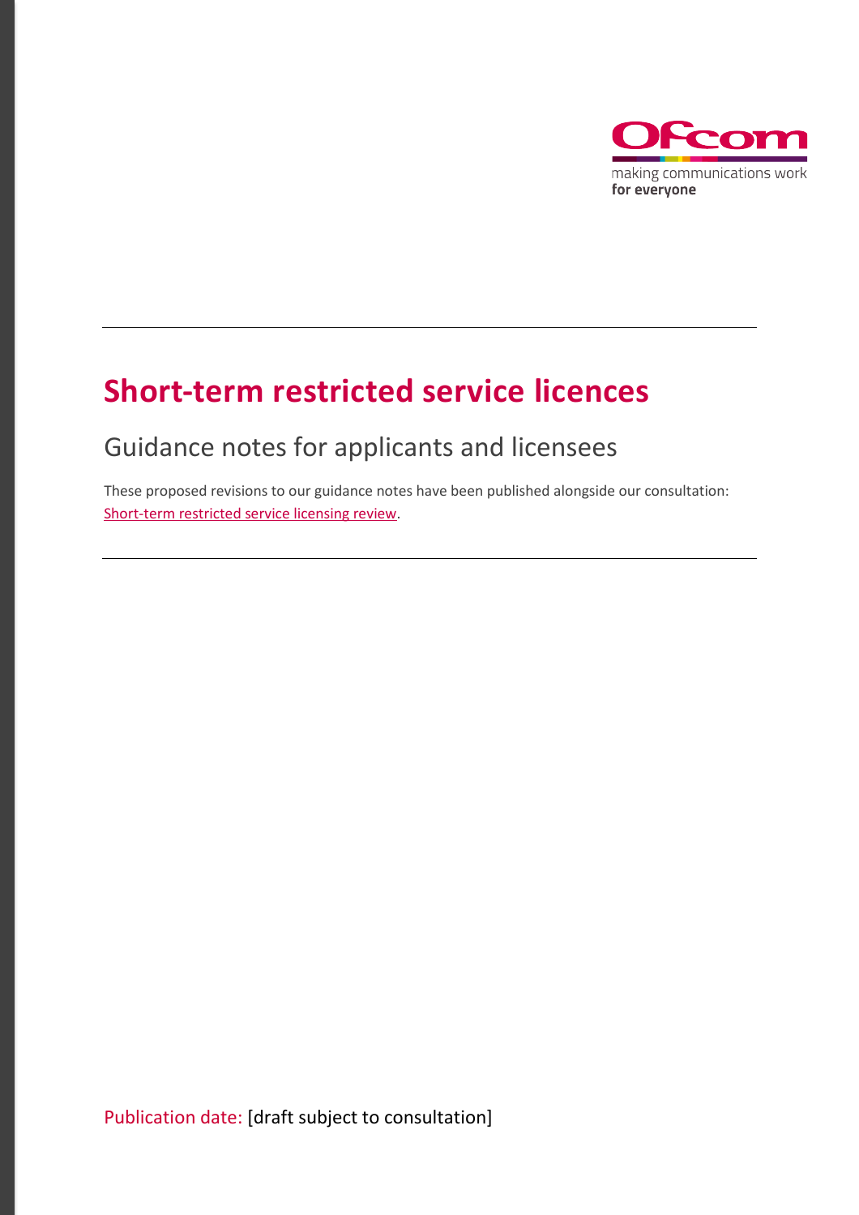# Short-term restricted service licences

## Guidance notes for applicants and licensees

These proposed revisions to our guidance notes have been published alongside our consultation: Short-term restricted service licensing review.

Publication date: [draft subject to consultation]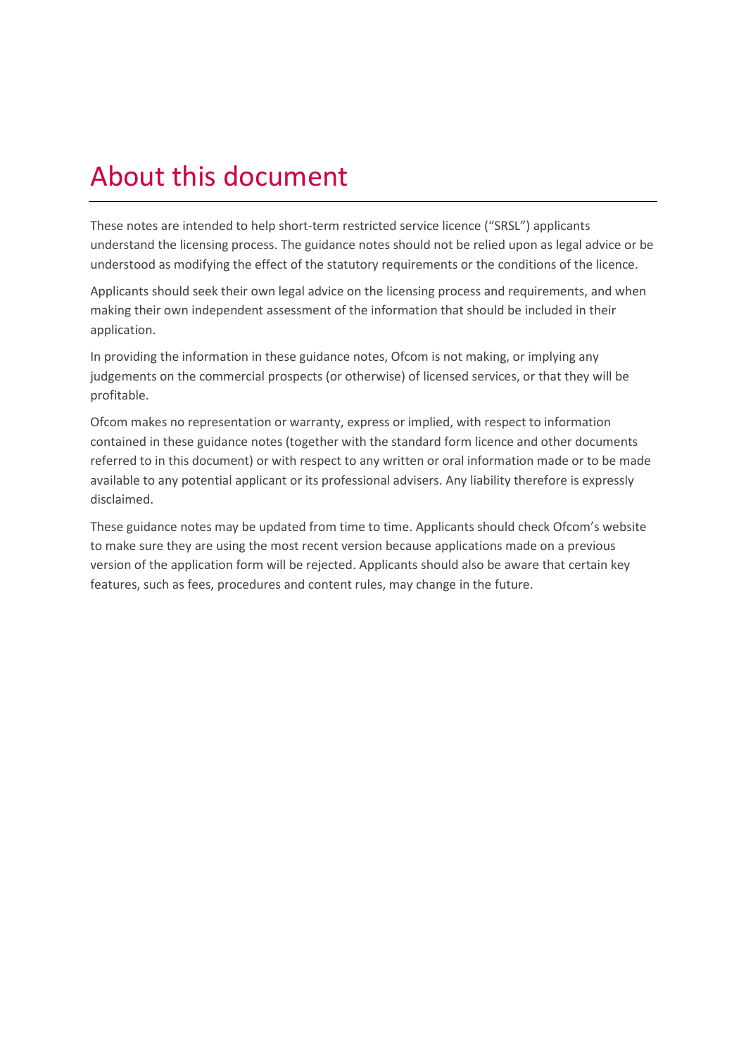# About this document

These notes are intended to help short-term restricted service licence ("SRSL") applicants understand the licensing process. The guidance notes should not be relied upon as legal advice or be understood as modifying the effect of the statutory requirements or the conditions of the licence.

Applicants should seek their own legal advice on the licensing process and requirements, and when making their own independent assessment of the information that should be included in their application.

In providing the information in these guidance notes, Ofcom is not making, or implying any judgements on the commercial prospects (or otherwise) of licensed services, or that they will be profitable.

Ofcom makes no representation or warranty, express or implied, with respect to information contained in these guidance notes (together with the standard form licence and other documents referred to in this document) or with respect to any written or oral information made or to be made available to any potential applicant or its professional advisers. Any liability therefore is expressly disclaimed.

These guidance notes may be updated from time to time. Applicants should check Ofcom's website to make sure they are using the most recent version because applications made on a previous version of the application form will be rejected. Applicants should also be aware that certain key features, such as fees, procedures and content rules, may change in the future.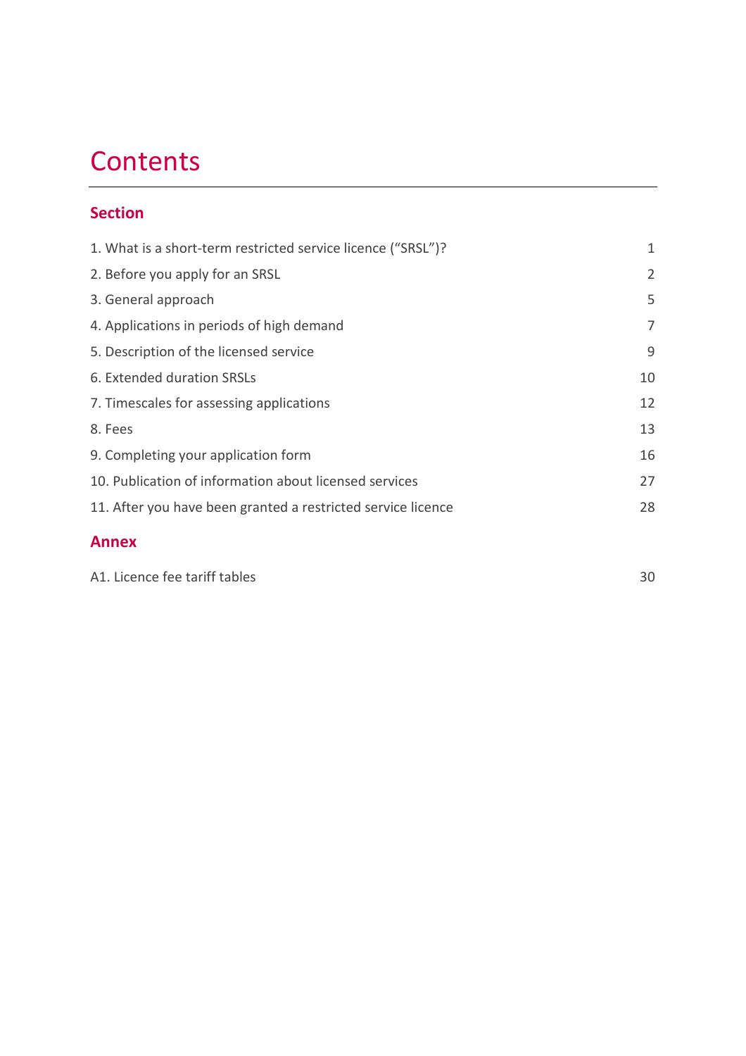# Contents

## Section

| | |
|---|---|
| 1. What is a short-term restricted service licence (“SRSL”)? | 1 |
| 2. Before you apply for an SRSL | 2 |
| 3. General approach | 5 |
| 4. Applications in periods of high demand | 7 |
| 5. Description of the licensed service | 9 |
| 6. Extended duration SRSLs | 10 |
| 7. Timescales for assessing applications | 12 |
| 8. Fees | 13 |
| 9. Completing your application form | 16 |
| 10. Publication of information about licensed services | 27 |
| 11. After you have been granted a restricted service licence | 28 |

## Annex

| | |
|---|---|
| A1. Licence fee tariff tables | 30 |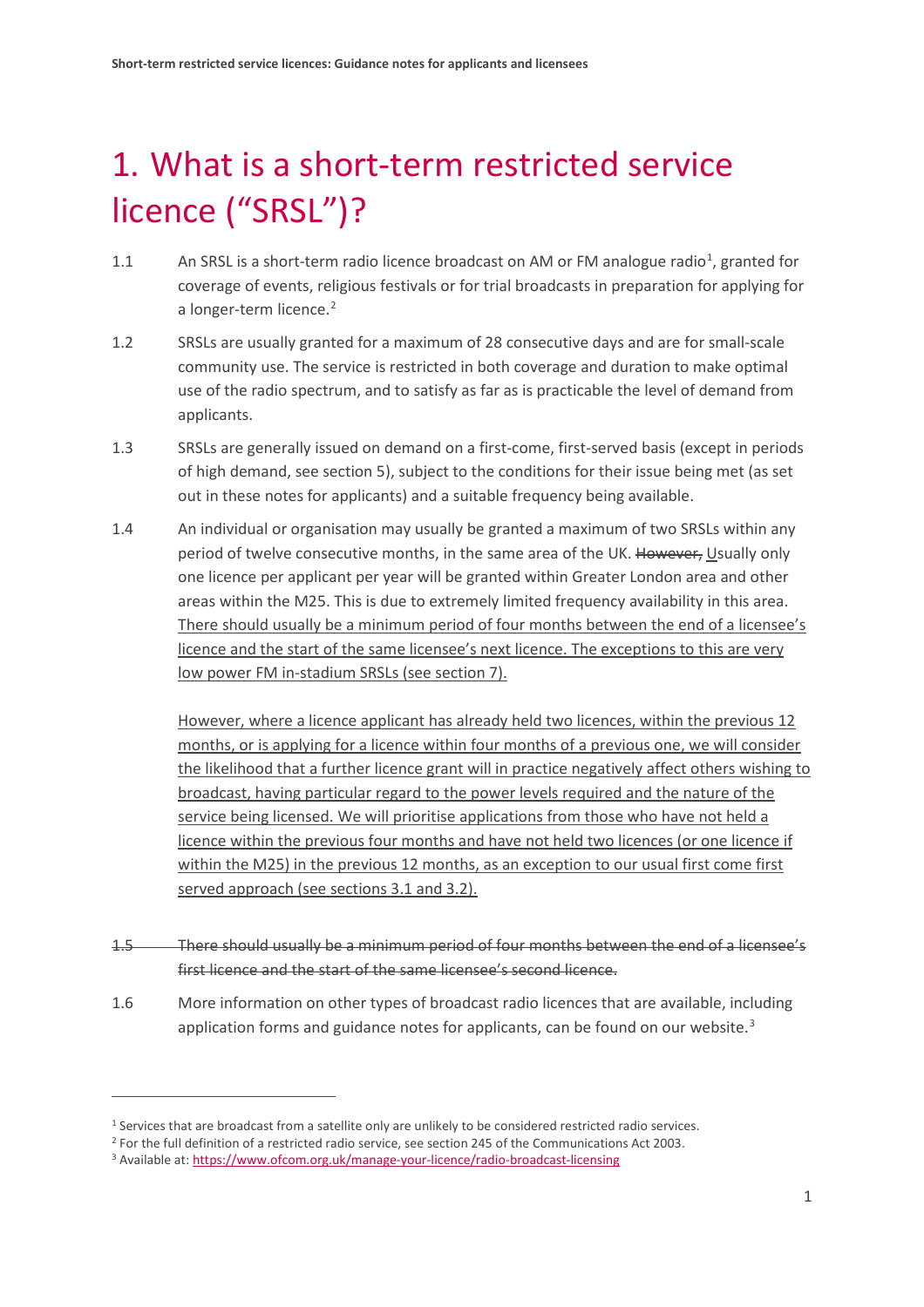# 1. What is a short-term restricted service licence ("SRSL")?

1.1 An SRSL is a short-term radio licence broadcast on AM or FM analogue radio[1], granted for coverage of events, religious festivals or for trial broadcasts in preparation for applying for a longer-term licence.[2]

1.2 SRSLs are usually granted for a maximum of 28 consecutive days and are for small-scale community use. The service is restricted in both coverage and duration to make optimal use of the radio spectrum, and to satisfy as far as is practicable the level of demand from applicants.

1.3 SRSLs are generally issued on demand on a first-come, first-served basis (except in periods of high demand, see section 5), subject to the conditions for their issue being met (as set out in these notes for applicants) and a suitable frequency being available.

1.4 An individual or organisation may usually be granted a maximum of two SRSLs within any period of twelve consecutive months, in the same area of the UK. ~~However,~~ <u>U</u>sually only one licence per applicant per year will be granted within Greater London area and other areas within the M25. This is due to extremely limited frequency availability in this area. <u>There should usually be a minimum period of four months between the end of a licensee's licence and the start of the same licensee's next licence. The exceptions to this are very low power FM in-stadium SRSLs (see section 7).</u>

<u>However, where a licence applicant has already held two licences, within the previous 12 months, or is applying for a licence within four months of a previous one, we will consider the likelihood that a further licence grant will in practice negatively affect others wishing to broadcast, having particular regard to the power levels required and the nature of the service being licensed. We will prioritise applications from those who have not held a licence within the previous four months and have not held two licences (or one licence if within the M25) in the previous 12 months, as an exception to our usual first come first served approach (see sections 3.1 and 3.2).</u>

~~1.5 There should usually be a minimum period of four months between the end of a licensee's first licence and the start of the same licensee's second licence.~~

1.6 More information on other types of broadcast radio licences that are available, including application forms and guidance notes for applicants, can be found on our website.[3]

---

[1] Services that are broadcast from a satellite only are unlikely to be considered restricted radio services.

[2] For the full definition of a restricted radio service, see section 245 of the Communications Act 2003.

[3] Available at: https://www.ofcom.org.uk/manage-your-licence/radio-broadcast-licensing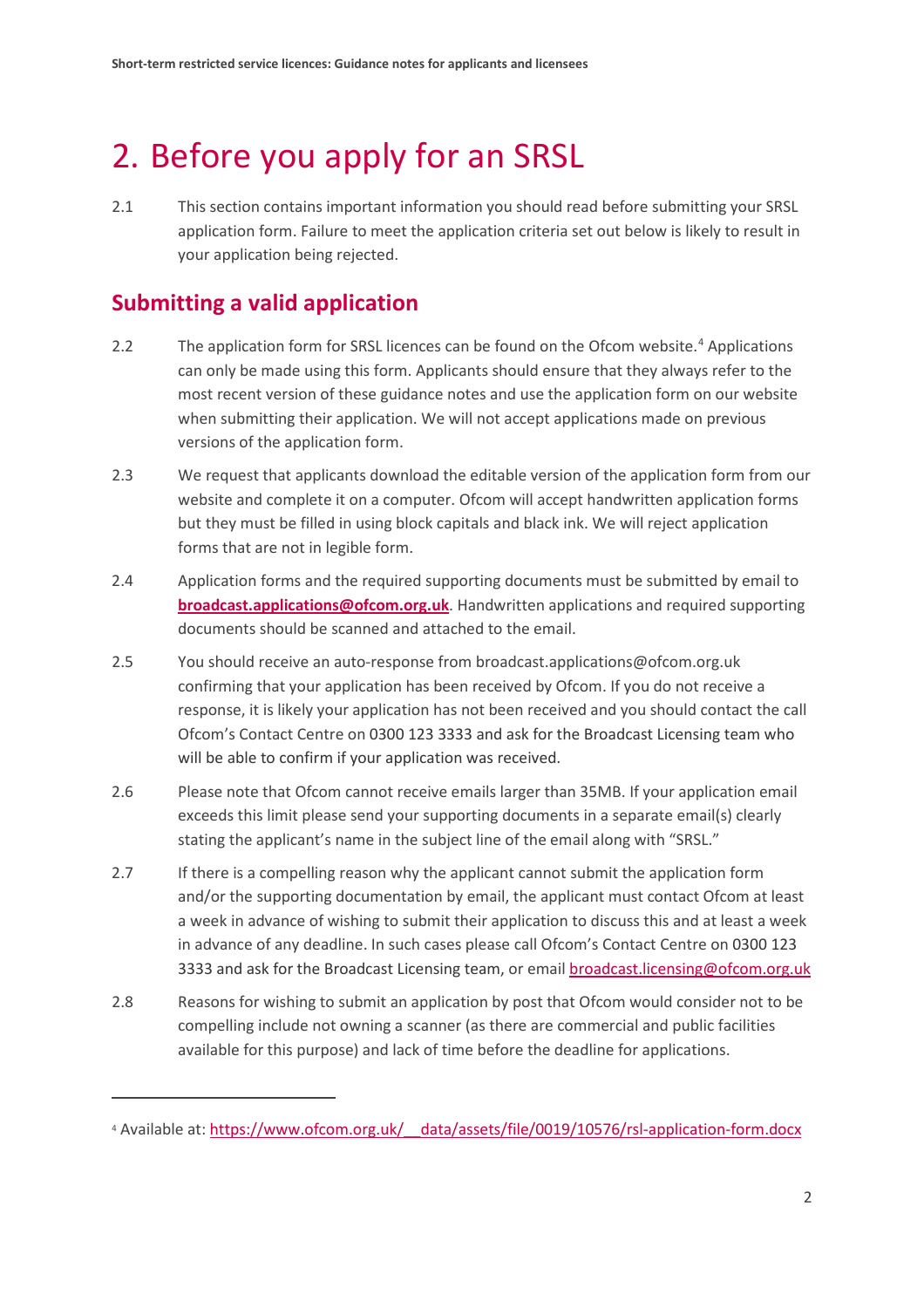# 2. Before you apply for an SRSL

2.1 This section contains important information you should read before submitting your SRSL application form. Failure to meet the application criteria set out below is likely to result in your application being rejected.

## Submitting a valid application

2.2 The application form for SRSL licences can be found on the Ofcom website.[4] Applications can only be made using this form. Applicants should ensure that they always refer to the most recent version of these guidance notes and use the application form on our website when submitting their application. We will not accept applications made on previous versions of the application form.

2.3 We request that applicants download the editable version of the application form from our website and complete it on a computer. Ofcom will accept handwritten application forms but they must be filled in using block capitals and black ink. We will reject application forms that are not in legible form.

2.4 Application forms and the required supporting documents must be submitted by email to **broadcast.applications@ofcom.org.uk**. Handwritten applications and required supporting documents should be scanned and attached to the email.

2.5 You should receive an auto-response from broadcast.applications@ofcom.org.uk confirming that your application has been received by Ofcom. If you do not receive a response, it is likely your application has not been received and you should contact the call Ofcom's Contact Centre on 0300 123 3333 and ask for the Broadcast Licensing team who will be able to confirm if your application was received.

2.6 Please note that Ofcom cannot receive emails larger than 35MB. If your application email exceeds this limit please send your supporting documents in a separate email(s) clearly stating the applicant's name in the subject line of the email along with "SRSL."

2.7 If there is a compelling reason why the applicant cannot submit the application form and/or the supporting documentation by email, the applicant must contact Ofcom at least a week in advance of wishing to submit their application to discuss this and at least a week in advance of any deadline. In such cases please call Ofcom's Contact Centre on 0300 123 3333 and ask for the Broadcast Licensing team, or email broadcast.licensing@ofcom.org.uk

2.8 Reasons for wishing to submit an application by post that Ofcom would consider not to be compelling include not owning a scanner (as there are commercial and public facilities available for this purpose) and lack of time before the deadline for applications.

---

[4] Available at: https://www.ofcom.org.uk/__data/assets/file/0019/10576/rsl-application-form.docx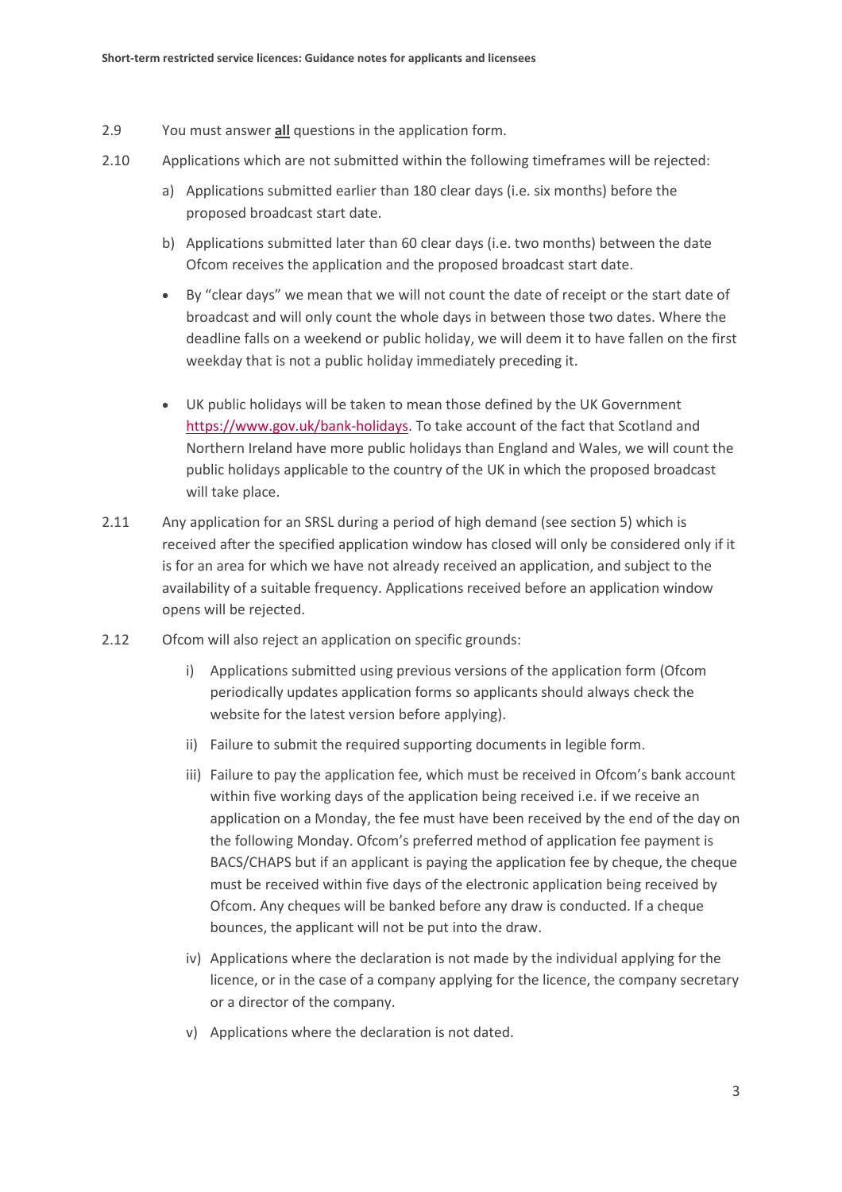2.9 You must answer **all** questions in the application form.

2.10 Applications which are not submitted within the following timeframes will be rejected:

a) Applications submitted earlier than 180 clear days (i.e. six months) before the proposed broadcast start date.

b) Applications submitted later than 60 clear days (i.e. two months) between the date Ofcom receives the application and the proposed broadcast start date.

- By "clear days" we mean that we will not count the date of receipt or the start date of broadcast and will only count the whole days in between those two dates. Where the deadline falls on a weekend or public holiday, we will deem it to have fallen on the first weekday that is not a public holiday immediately preceding it.

- UK public holidays will be taken to mean those defined by the UK Government https://www.gov.uk/bank-holidays. To take account of the fact that Scotland and Northern Ireland have more public holidays than England and Wales, we will count the public holidays applicable to the country of the UK in which the proposed broadcast will take place.

2.11 Any application for an SRSL during a period of high demand (see section 5) which is received after the specified application window has closed will only be considered only if it is for an area for which we have not already received an application, and subject to the availability of a suitable frequency. Applications received before an application window opens will be rejected.

2.12 Ofcom will also reject an application on specific grounds:

i) Applications submitted using previous versions of the application form (Ofcom periodically updates application forms so applicants should always check the website for the latest version before applying).

ii) Failure to submit the required supporting documents in legible form.

iii) Failure to pay the application fee, which must be received in Ofcom's bank account within five working days of the application being received i.e. if we receive an application on a Monday, the fee must have been received by the end of the day on the following Monday. Ofcom's preferred method of application fee payment is BACS/CHAPS but if an applicant is paying the application fee by cheque, the cheque must be received within five days of the electronic application being received by Ofcom. Any cheques will be banked before any draw is conducted. If a cheque bounces, the applicant will not be put into the draw.

iv) Applications where the declaration is not made by the individual applying for the licence, or in the case of a company applying for the licence, the company secretary or a director of the company.

v) Applications where the declaration is not dated.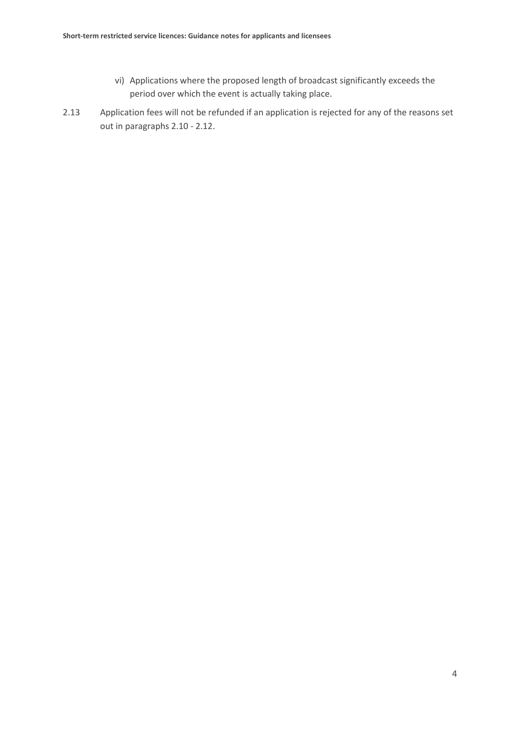vi) Applications where the proposed length of broadcast significantly exceeds the period over which the event is actually taking place.

2.13 Application fees will not be refunded if an application is rejected for any of the reasons set out in paragraphs 2.10 - 2.12.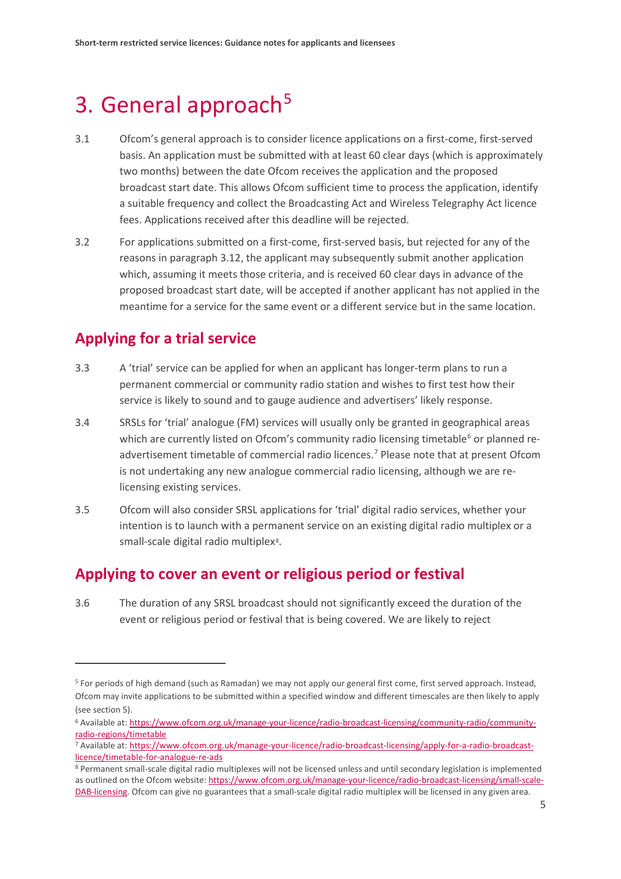# 3. General approach[5]

3.1 Ofcom's general approach is to consider licence applications on a first-come, first-served basis. An application must be submitted with at least 60 clear days (which is approximately two months) between the date Ofcom receives the application and the proposed broadcast start date. This allows Ofcom sufficient time to process the application, identify a suitable frequency and collect the Broadcasting Act and Wireless Telegraphy Act licence fees. Applications received after this deadline will be rejected.

3.2 For applications submitted on a first-come, first-served basis, but rejected for any of the reasons in paragraph 3.12, the applicant may subsequently submit another application which, assuming it meets those criteria, and is received 60 clear days in advance of the proposed broadcast start date, will be accepted if another applicant has not applied in the meantime for a service for the same event or a different service but in the same location.

## Applying for a trial service

3.3 A 'trial' service can be applied for when an applicant has longer-term plans to run a permanent commercial or community radio station and wishes to first test how their service is likely to sound and to gauge audience and advertisers' likely response.

3.4 SRSLs for 'trial' analogue (FM) services will usually only be granted in geographical areas which are currently listed on Ofcom's community radio licensing timetable[6] or planned re-advertisement timetable of commercial radio licences.[7] Please note that at present Ofcom is not undertaking any new analogue commercial radio licensing, although we are re-licensing existing services.

3.5 Ofcom will also consider SRSL applications for 'trial' digital radio services, whether your intention is to launch with a permanent service on an existing digital radio multiplex or a small-scale digital radio multiplex[8].

## Applying to cover an event or religious period or festival

3.6 The duration of any SRSL broadcast should not significantly exceed the duration of the event or religious period or festival that is being covered. We are likely to reject

---

[5] For periods of high demand (such as Ramadan) we may not apply our general first come, first served approach. Instead, Ofcom may invite applications to be submitted within a specified window and different timescales are then likely to apply (see section 5).

[6] Available at: https://www.ofcom.org.uk/manage-your-licence/radio-broadcast-licensing/community-radio/community-radio-regions/timetable

[7] Available at: https://www.ofcom.org.uk/manage-your-licence/radio-broadcast-licensing/apply-for-a-radio-broadcast-licence/timetable-for-analogue-re-ads

[8] Permanent small-scale digital radio multiplexes will not be licensed unless and until secondary legislation is implemented as outlined on the Ofcom website: https://www.ofcom.org.uk/manage-your-licence/radio-broadcast-licensing/small-scale-DAB-licensing. Ofcom can give no guarantees that a small-scale digital radio multiplex will be licensed in any given area.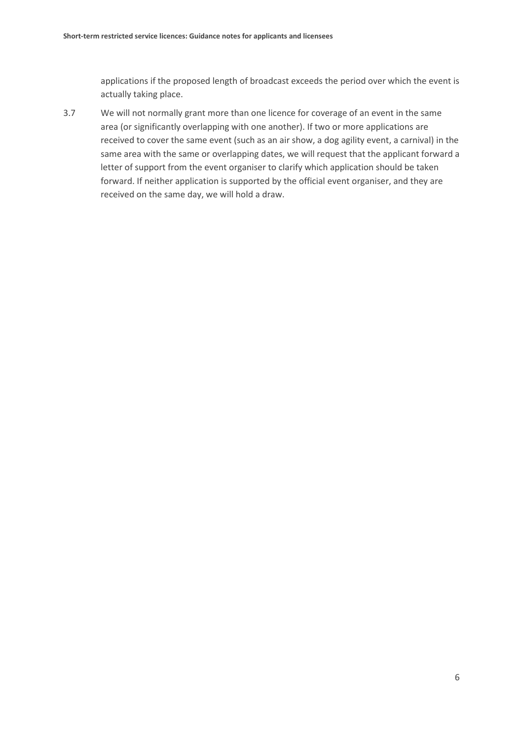applications if the proposed length of broadcast exceeds the period over which the event is actually taking place.

3.7 We will not normally grant more than one licence for coverage of an event in the same area (or significantly overlapping with one another). If two or more applications are received to cover the same event (such as an air show, a dog agility event, a carnival) in the same area with the same or overlapping dates, we will request that the applicant forward a letter of support from the event organiser to clarify which application should be taken forward. If neither application is supported by the official event organiser, and they are received on the same day, we will hold a draw.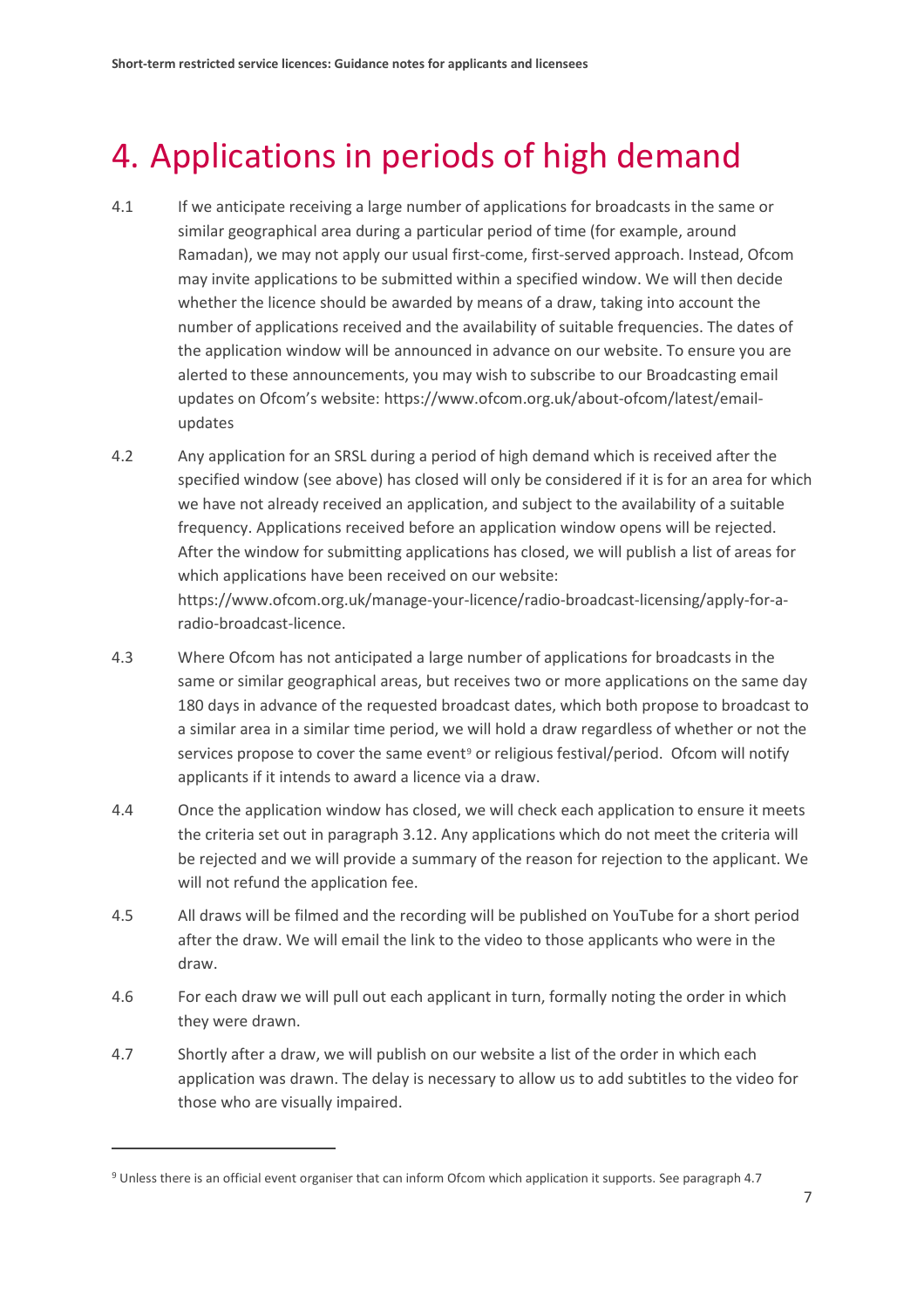# 4. Applications in periods of high demand

4.1 If we anticipate receiving a large number of applications for broadcasts in the same or similar geographical area during a particular period of time (for example, around Ramadan), we may not apply our usual first-come, first-served approach. Instead, Ofcom may invite applications to be submitted within a specified window. We will then decide whether the licence should be awarded by means of a draw, taking into account the number of applications received and the availability of suitable frequencies. The dates of the application window will be announced in advance on our website. To ensure you are alerted to these announcements, you may wish to subscribe to our Broadcasting email updates on Ofcom's website: https://www.ofcom.org.uk/about-ofcom/latest/email-updates

4.2 Any application for an SRSL during a period of high demand which is received after the specified window (see above) has closed will only be considered if it is for an area for which we have not already received an application, and subject to the availability of a suitable frequency. Applications received before an application window opens will be rejected. After the window for submitting applications has closed, we will publish a list of areas for which applications have been received on our website: https://www.ofcom.org.uk/manage-your-licence/radio-broadcast-licensing/apply-for-a-radio-broadcast-licence.

4.3 Where Ofcom has not anticipated a large number of applications for broadcasts in the same or similar geographical areas, but receives two or more applications on the same day 180 days in advance of the requested broadcast dates, which both propose to broadcast to a similar area in a similar time period, we will hold a draw regardless of whether or not the services propose to cover the same event[9] or religious festival/period. Ofcom will notify applicants if it intends to award a licence via a draw.

4.4 Once the application window has closed, we will check each application to ensure it meets the criteria set out in paragraph 3.12. Any applications which do not meet the criteria will be rejected and we will provide a summary of the reason for rejection to the applicant. We will not refund the application fee.

4.5 All draws will be filmed and the recording will be published on YouTube for a short period after the draw. We will email the link to the video to those applicants who were in the draw.

4.6 For each draw we will pull out each applicant in turn, formally noting the order in which they were drawn.

4.7 Shortly after a draw, we will publish on our website a list of the order in which each application was drawn. The delay is necessary to allow us to add subtitles to the video for those who are visually impaired.

---

[9] Unless there is an official event organiser that can inform Ofcom which application it supports. See paragraph 4.7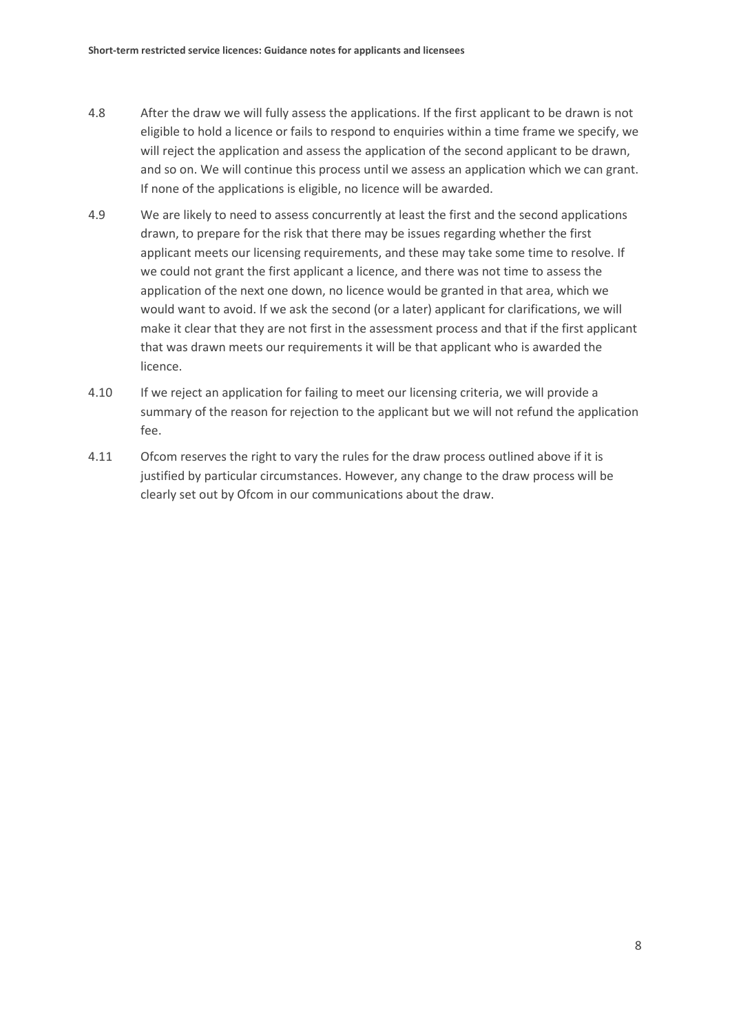4.8 After the draw we will fully assess the applications. If the first applicant to be drawn is not eligible to hold a licence or fails to respond to enquiries within a time frame we specify, we will reject the application and assess the application of the second applicant to be drawn, and so on. We will continue this process until we assess an application which we can grant. If none of the applications is eligible, no licence will be awarded.

4.9 We are likely to need to assess concurrently at least the first and the second applications drawn, to prepare for the risk that there may be issues regarding whether the first applicant meets our licensing requirements, and these may take some time to resolve. If we could not grant the first applicant a licence, and there was not time to assess the application of the next one down, no licence would be granted in that area, which we would want to avoid. If we ask the second (or a later) applicant for clarifications, we will make it clear that they are not first in the assessment process and that if the first applicant that was drawn meets our requirements it will be that applicant who is awarded the licence.

4.10 If we reject an application for failing to meet our licensing criteria, we will provide a summary of the reason for rejection to the applicant but we will not refund the application fee.

4.11 Ofcom reserves the right to vary the rules for the draw process outlined above if it is justified by particular circumstances. However, any change to the draw process will be clearly set out by Ofcom in our communications about the draw.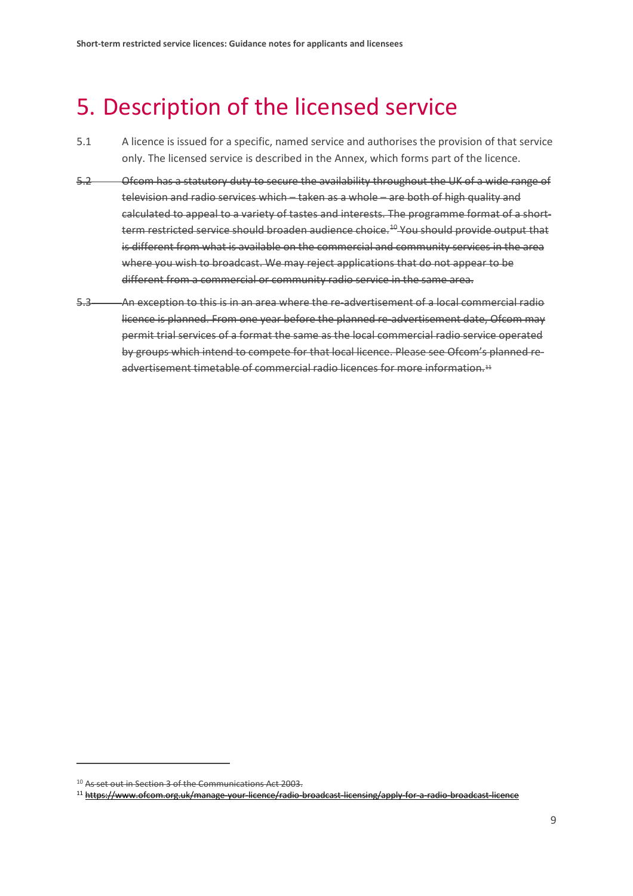# 5. Description of the licensed service

5.1 A licence is issued for a specific, named service and authorises the provision of that service only. The licensed service is described in the Annex, which forms part of the licence.

~~5.2 Ofcom has a statutory duty to secure the availability throughout the UK of a wide range of television and radio services which – taken as a whole – are both of high quality and calculated to appeal to a variety of tastes and interests. The programme format of a short-term restricted service should broaden audience choice.[10] You should provide output that is different from what is available on the commercial and community services in the area where you wish to broadcast. We may reject applications that do not appear to be different from a commercial or community radio service in the same area.~~

~~5.3 An exception to this is in an area where the re-advertisement of a local commercial radio licence is planned. From one year before the planned re-advertisement date, Ofcom may permit trial services of a format the same as the local commercial radio service operated by groups which intend to compete for that local licence. Please see Ofcom's planned re-advertisement timetable of commercial radio licences for more information.[11]~~

---

[10] ~~As set out in Section 3 of the Communications Act 2003.~~

[11] ~~https://www.ofcom.org.uk/manage-your-licence/radio-broadcast-licensing/apply-for-a-radio-broadcast-licence~~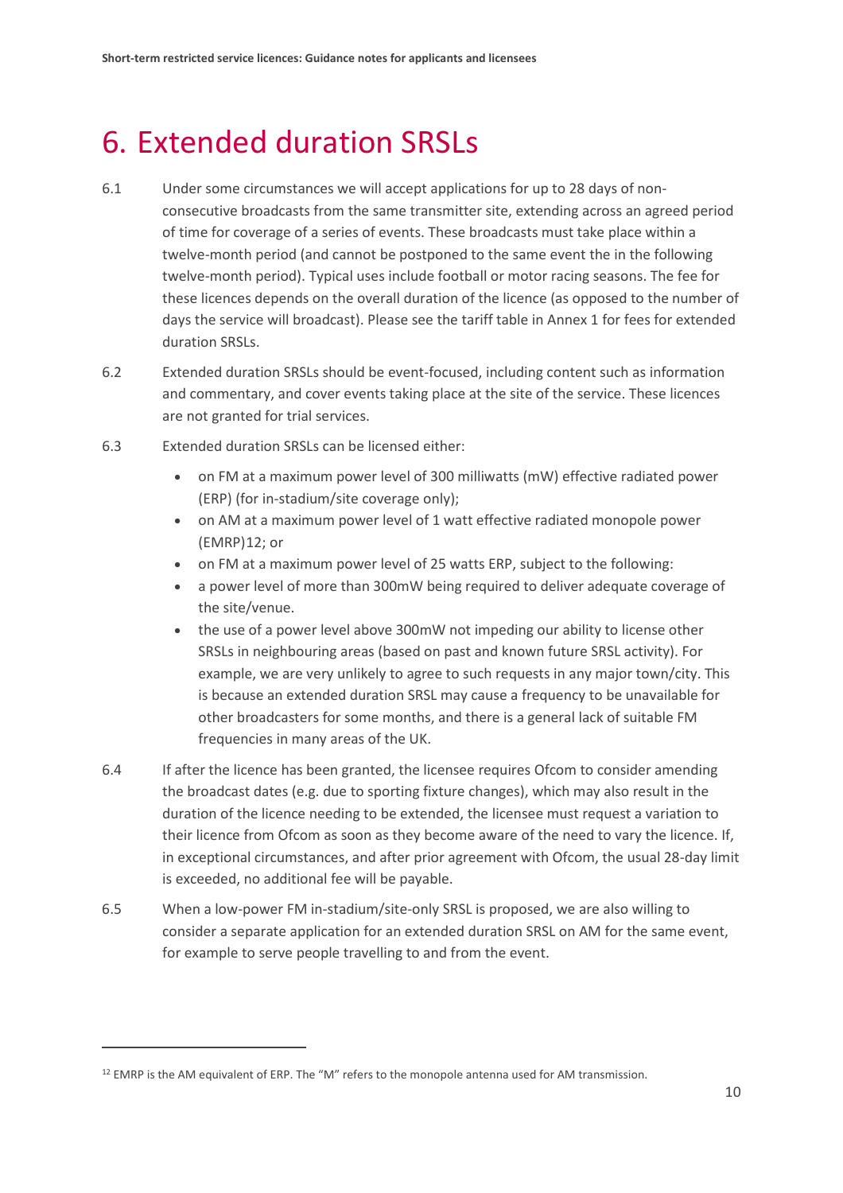# 6. Extended duration SRSLs

6.1 Under some circumstances we will accept applications for up to 28 days of non-consecutive broadcasts from the same transmitter site, extending across an agreed period of time for coverage of a series of events. These broadcasts must take place within a twelve-month period (and cannot be postponed to the same event the in the following twelve-month period). Typical uses include football or motor racing seasons. The fee for these licences depends on the overall duration of the licence (as opposed to the number of days the service will broadcast). Please see the tariff table in Annex 1 for fees for extended duration SRSLs.

6.2 Extended duration SRSLs should be event-focused, including content such as information and commentary, and cover events taking place at the site of the service. These licences are not granted for trial services.

6.3 Extended duration SRSLs can be licensed either:

- on FM at a maximum power level of 300 milliwatts (mW) effective radiated power (ERP) (for in-stadium/site coverage only);
- on AM at a maximum power level of 1 watt effective radiated monopole power (EMRP)[12]; or
- on FM at a maximum power level of 25 watts ERP, subject to the following:
- a power level of more than 300mW being required to deliver adequate coverage of the site/venue.
- the use of a power level above 300mW not impeding our ability to license other SRSLs in neighbouring areas (based on past and known future SRSL activity). For example, we are very unlikely to agree to such requests in any major town/city. This is because an extended duration SRSL may cause a frequency to be unavailable for other broadcasters for some months, and there is a general lack of suitable FM frequencies in many areas of the UK.

6.4 If after the licence has been granted, the licensee requires Ofcom to consider amending the broadcast dates (e.g. due to sporting fixture changes), which may also result in the duration of the licence needing to be extended, the licensee must request a variation to their licence from Ofcom as soon as they become aware of the need to vary the licence. If, in exceptional circumstances, and after prior agreement with Ofcom, the usual 28-day limit is exceeded, no additional fee will be payable.

6.5 When a low-power FM in-stadium/site-only SRSL is proposed, we are also willing to consider a separate application for an extended duration SRSL on AM for the same event, for example to serve people travelling to and from the event.

---

[12] EMRP is the AM equivalent of ERP. The "M" refers to the monopole antenna used for AM transmission.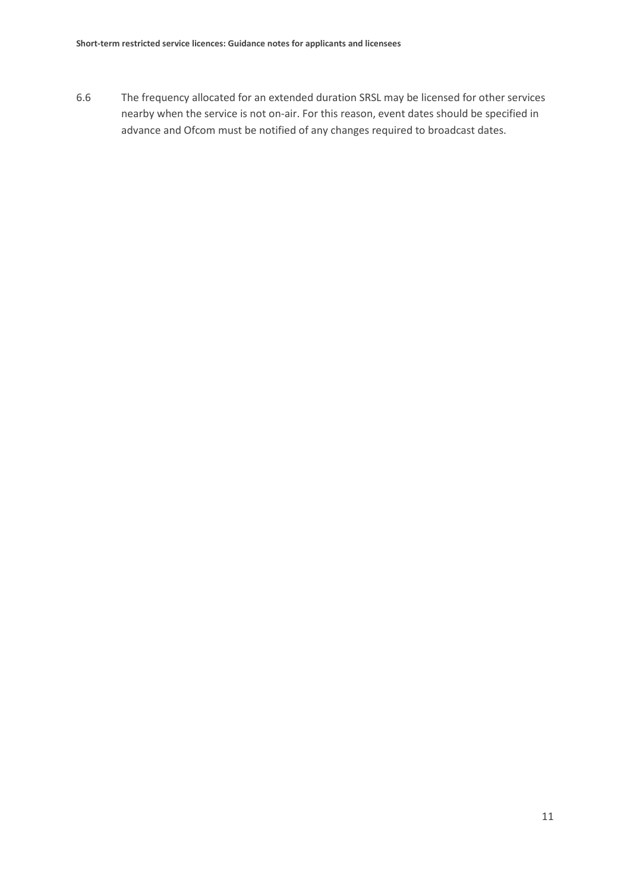6.6 The frequency allocated for an extended duration SRSL may be licensed for other services nearby when the service is not on-air. For this reason, event dates should be specified in advance and Ofcom must be notified of any changes required to broadcast dates.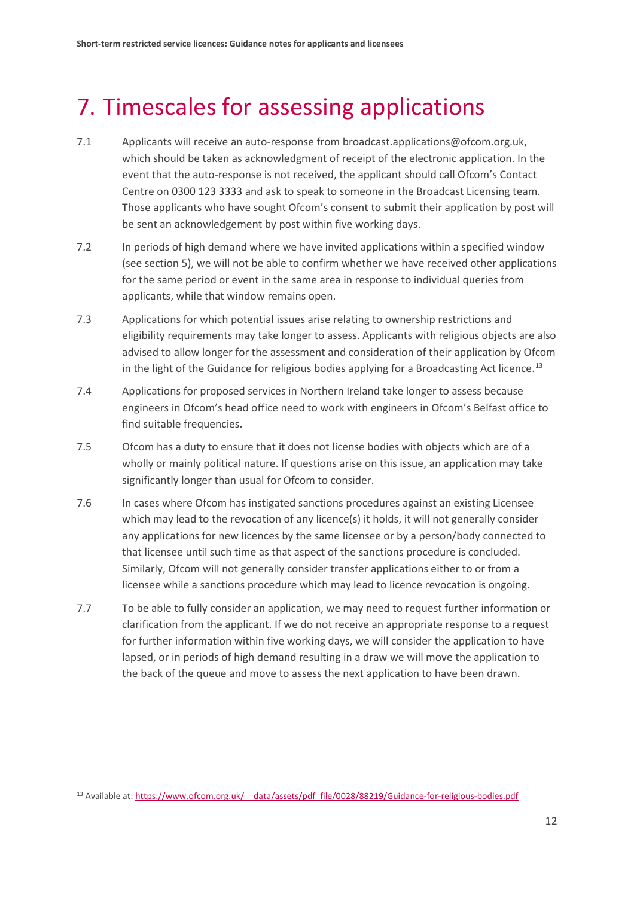# 7. Timescales for assessing applications

7.1 Applicants will receive an auto-response from broadcast.applications@ofcom.org.uk, which should be taken as acknowledgment of receipt of the electronic application. In the event that the auto-response is not received, the applicant should call Ofcom's Contact Centre on 0300 123 3333 and ask to speak to someone in the Broadcast Licensing team. Those applicants who have sought Ofcom's consent to submit their application by post will be sent an acknowledgement by post within five working days.

7.2 In periods of high demand where we have invited applications within a specified window (see section 5), we will not be able to confirm whether we have received other applications for the same period or event in the same area in response to individual queries from applicants, while that window remains open.

7.3 Applications for which potential issues arise relating to ownership restrictions and eligibility requirements may take longer to assess. Applicants with religious objects are also advised to allow longer for the assessment and consideration of their application by Ofcom in the light of the Guidance for religious bodies applying for a Broadcasting Act licence.[13]

7.4 Applications for proposed services in Northern Ireland take longer to assess because engineers in Ofcom's head office need to work with engineers in Ofcom's Belfast office to find suitable frequencies.

7.5 Ofcom has a duty to ensure that it does not license bodies with objects which are of a wholly or mainly political nature. If questions arise on this issue, an application may take significantly longer than usual for Ofcom to consider.

7.6 In cases where Ofcom has instigated sanctions procedures against an existing Licensee which may lead to the revocation of any licence(s) it holds, it will not generally consider any applications for new licences by the same licensee or by a person/body connected to that licensee until such time as that aspect of the sanctions procedure is concluded. Similarly, Ofcom will not generally consider transfer applications either to or from a licensee while a sanctions procedure which may lead to licence revocation is ongoing.

7.7 To be able to fully consider an application, we may need to request further information or clarification from the applicant. If we do not receive an appropriate response to a request for further information within five working days, we will consider the application to have lapsed, or in periods of high demand resulting in a draw we will move the application to the back of the queue and move to assess the next application to have been drawn.

---

[13] Available at: https://www.ofcom.org.uk/__data/assets/pdf_file/0028/88219/Guidance-for-religious-bodies.pdf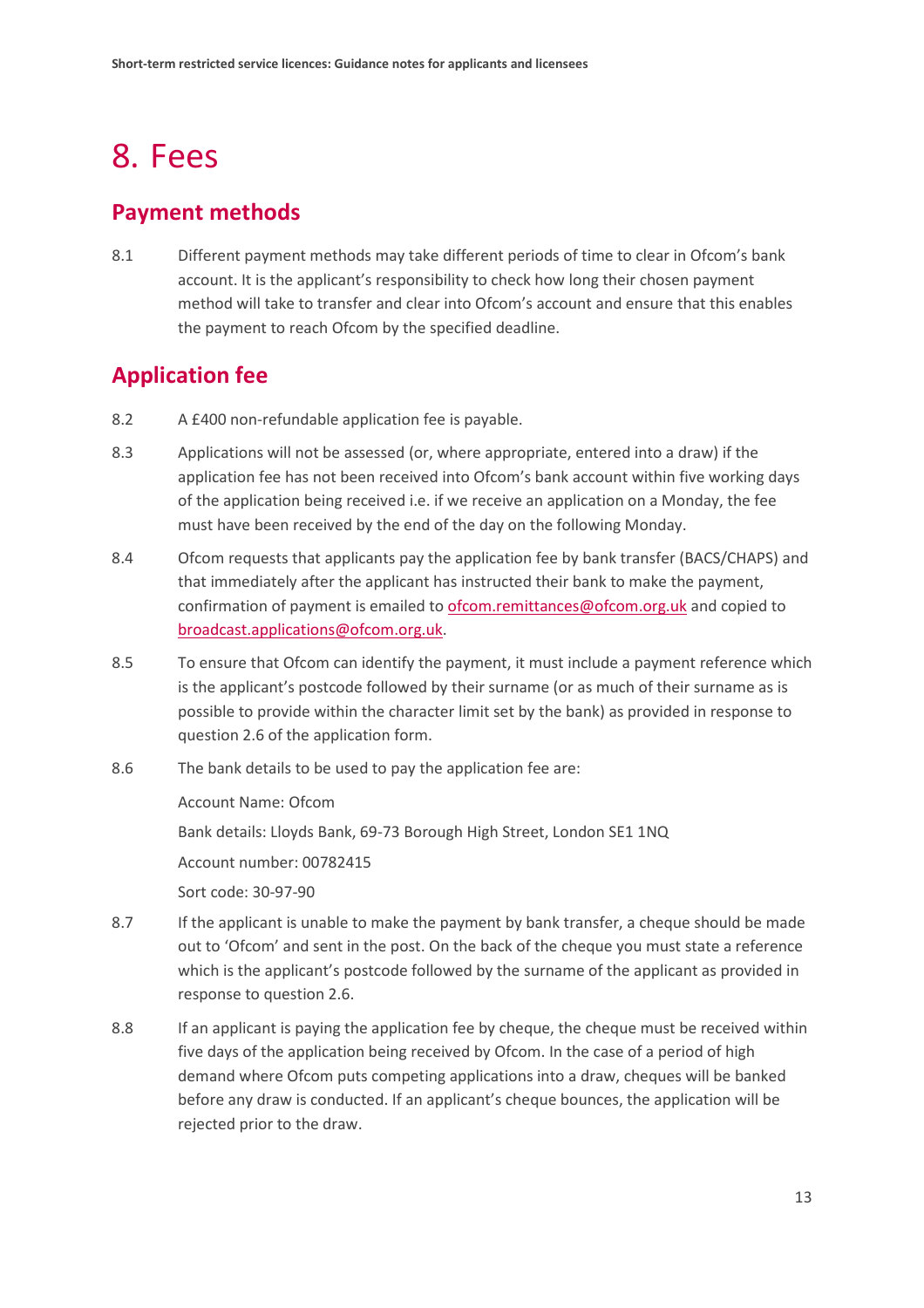# 8. Fees

## Payment methods

8.1 Different payment methods may take different periods of time to clear in Ofcom's bank account. It is the applicant's responsibility to check how long their chosen payment method will take to transfer and clear into Ofcom's account and ensure that this enables the payment to reach Ofcom by the specified deadline.

## Application fee

8.2 A £400 non-refundable application fee is payable.

8.3 Applications will not be assessed (or, where appropriate, entered into a draw) if the application fee has not been received into Ofcom's bank account within five working days of the application being received i.e. if we receive an application on a Monday, the fee must have been received by the end of the day on the following Monday.

8.4 Ofcom requests that applicants pay the application fee by bank transfer (BACS/CHAPS) and that immediately after the applicant has instructed their bank to make the payment, confirmation of payment is emailed to ofcom.remittances@ofcom.org.uk and copied to broadcast.applications@ofcom.org.uk.

8.5 To ensure that Ofcom can identify the payment, it must include a payment reference which is the applicant's postcode followed by their surname (or as much of their surname as is possible to provide within the character limit set by the bank) as provided in response to question 2.6 of the application form.

8.6 The bank details to be used to pay the application fee are:

Account Name: Ofcom

Bank details: Lloyds Bank, 69-73 Borough High Street, London SE1 1NQ

Account number: 00782415

Sort code: 30-97-90

8.7 If the applicant is unable to make the payment by bank transfer, a cheque should be made out to 'Ofcom' and sent in the post. On the back of the cheque you must state a reference which is the applicant's postcode followed by the surname of the applicant as provided in response to question 2.6.

8.8 If an applicant is paying the application fee by cheque, the cheque must be received within five days of the application being received by Ofcom. In the case of a period of high demand where Ofcom puts competing applications into a draw, cheques will be banked before any draw is conducted. If an applicant's cheque bounces, the application will be rejected prior to the draw.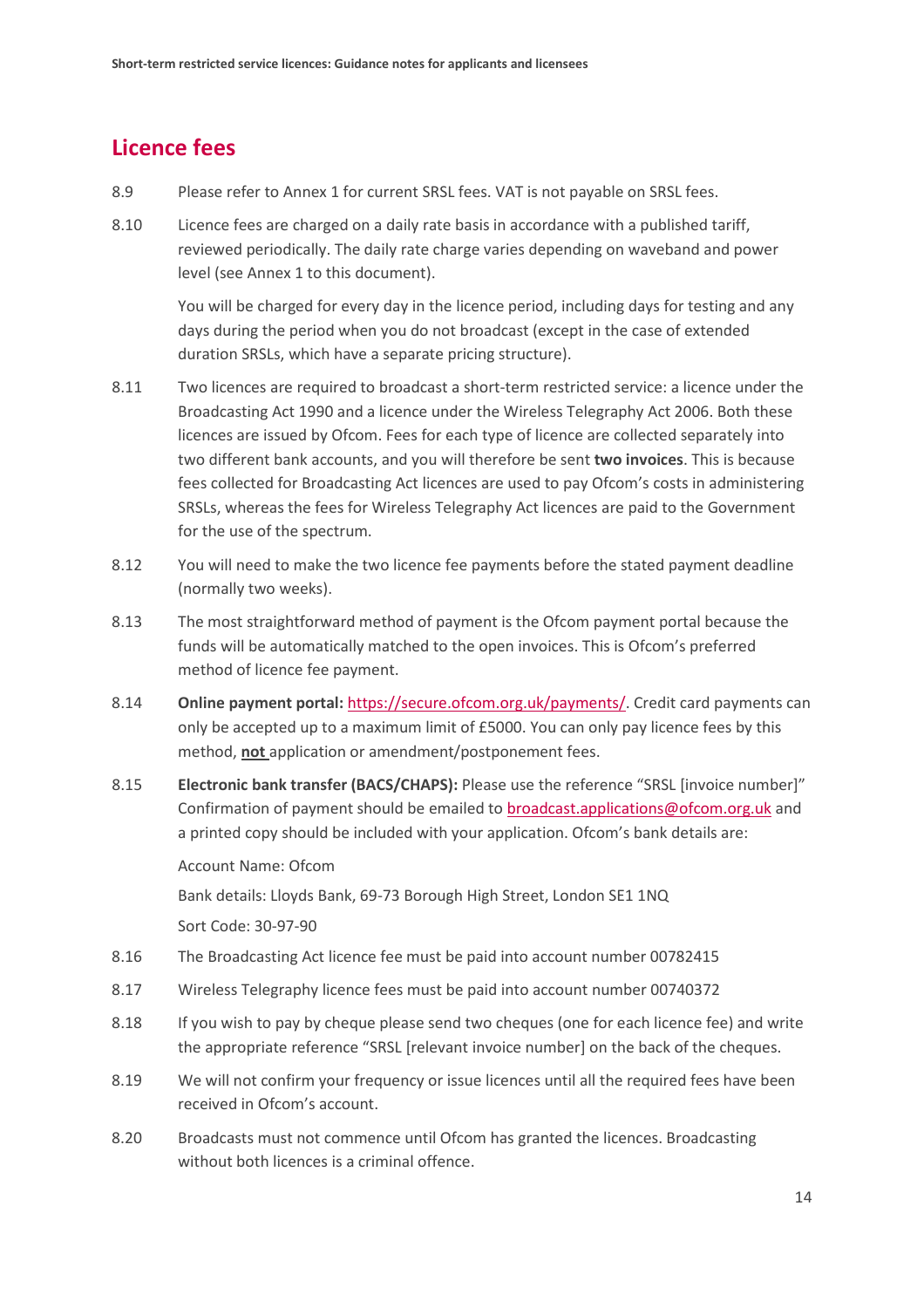## Licence fees

8.9 Please refer to Annex 1 for current SRSL fees. VAT is not payable on SRSL fees.

8.10 Licence fees are charged on a daily rate basis in accordance with a published tariff, reviewed periodically. The daily rate charge varies depending on waveband and power level (see Annex 1 to this document).

You will be charged for every day in the licence period, including days for testing and any days during the period when you do not broadcast (except in the case of extended duration SRSLs, which have a separate pricing structure).

8.11 Two licences are required to broadcast a short-term restricted service: a licence under the Broadcasting Act 1990 and a licence under the Wireless Telegraphy Act 2006. Both these licences are issued by Ofcom. Fees for each type of licence are collected separately into two different bank accounts, and you will therefore be sent **two invoices**. This is because fees collected for Broadcasting Act licences are used to pay Ofcom's costs in administering SRSLs, whereas the fees for Wireless Telegraphy Act licences are paid to the Government for the use of the spectrum.

8.12 You will need to make the two licence fee payments before the stated payment deadline (normally two weeks).

8.13 The most straightforward method of payment is the Ofcom payment portal because the funds will be automatically matched to the open invoices. This is Ofcom's preferred method of licence fee payment.

8.14 **Online payment portal:** https://secure.ofcom.org.uk/payments/. Credit card payments can only be accepted up to a maximum limit of £5000. You can only pay licence fees by this method, **not** application or amendment/postponement fees.

8.15 **Electronic bank transfer (BACS/CHAPS):** Please use the reference "SRSL [invoice number]" Confirmation of payment should be emailed to broadcast.applications@ofcom.org.uk and a printed copy should be included with your application. Ofcom's bank details are:

Account Name: Ofcom

Bank details: Lloyds Bank, 69-73 Borough High Street, London SE1 1NQ

Sort Code: 30-97-90

8.16 The Broadcasting Act licence fee must be paid into account number 00782415

8.17 Wireless Telegraphy licence fees must be paid into account number 00740372

8.18 If you wish to pay by cheque please send two cheques (one for each licence fee) and write the appropriate reference "SRSL [relevant invoice number] on the back of the cheques.

8.19 We will not confirm your frequency or issue licences until all the required fees have been received in Ofcom's account.

8.20 Broadcasts must not commence until Ofcom has granted the licences. Broadcasting without both licences is a criminal offence.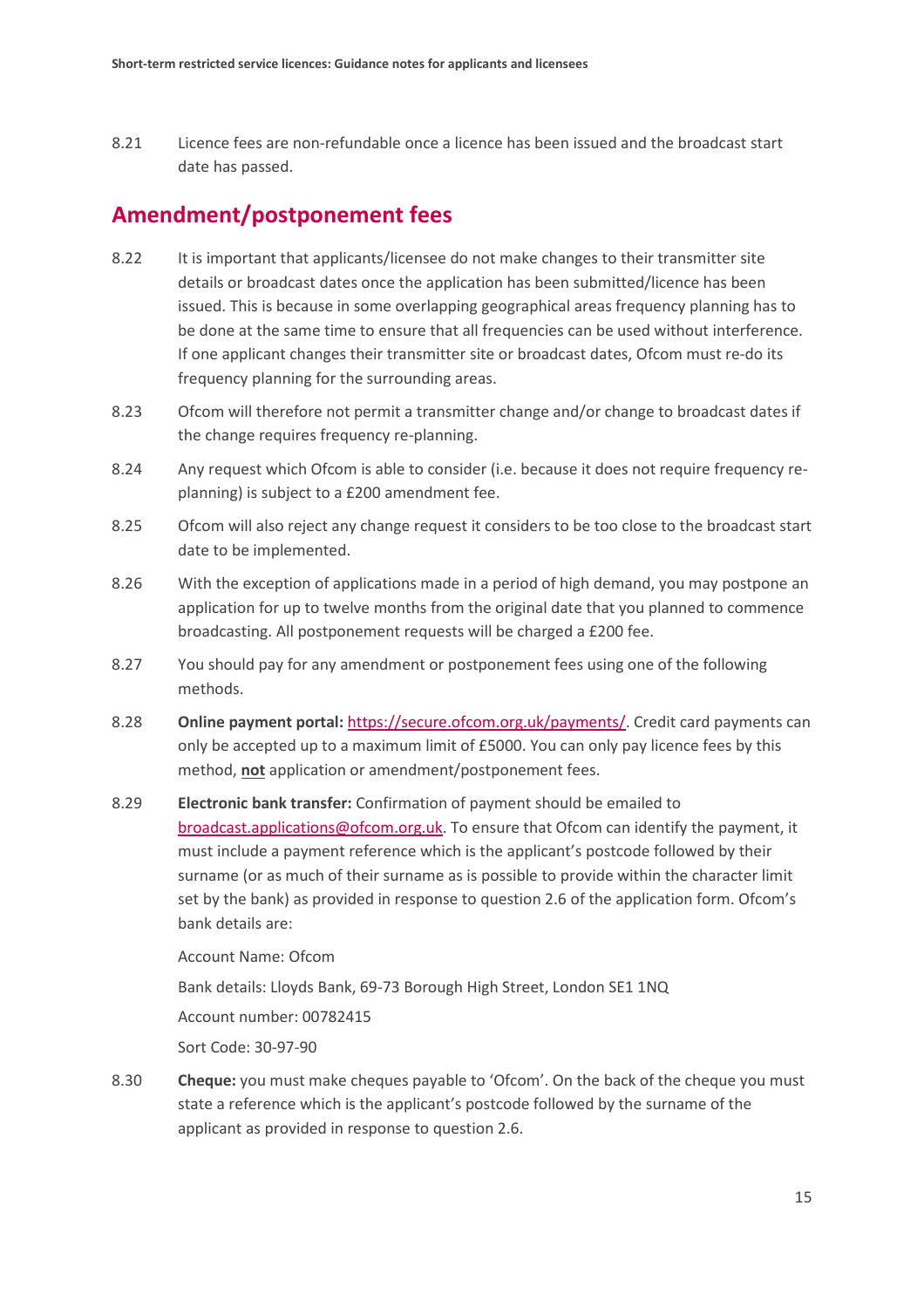8.21 Licence fees are non-refundable once a licence has been issued and the broadcast start date has passed.

## Amendment/postponement fees

8.22 It is important that applicants/licensee do not make changes to their transmitter site details or broadcast dates once the application has been submitted/licence has been issued. This is because in some overlapping geographical areas frequency planning has to be done at the same time to ensure that all frequencies can be used without interference. If one applicant changes their transmitter site or broadcast dates, Ofcom must re-do its frequency planning for the surrounding areas.

8.23 Ofcom will therefore not permit a transmitter change and/or change to broadcast dates if the change requires frequency re-planning.

8.24 Any request which Ofcom is able to consider (i.e. because it does not require frequency re-planning) is subject to a £200 amendment fee.

8.25 Ofcom will also reject any change request it considers to be too close to the broadcast start date to be implemented.

8.26 With the exception of applications made in a period of high demand, you may postpone an application for up to twelve months from the original date that you planned to commence broadcasting. All postponement requests will be charged a £200 fee.

8.27 You should pay for any amendment or postponement fees using one of the following methods.

8.28 **Online payment portal:** https://secure.ofcom.org.uk/payments/. Credit card payments can only be accepted up to a maximum limit of £5000. You can only pay licence fees by this method, **not** application or amendment/postponement fees.

8.29 **Electronic bank transfer:** Confirmation of payment should be emailed to broadcast.applications@ofcom.org.uk. To ensure that Ofcom can identify the payment, it must include a payment reference which is the applicant's postcode followed by their surname (or as much of their surname as is possible to provide within the character limit set by the bank) as provided in response to question 2.6 of the application form. Ofcom's bank details are:

Account Name: Ofcom

Bank details: Lloyds Bank, 69-73 Borough High Street, London SE1 1NQ

Account number: 00782415

Sort Code: 30-97-90

8.30 **Cheque:** you must make cheques payable to 'Ofcom'. On the back of the cheque you must state a reference which is the applicant's postcode followed by the surname of the applicant as provided in response to question 2.6.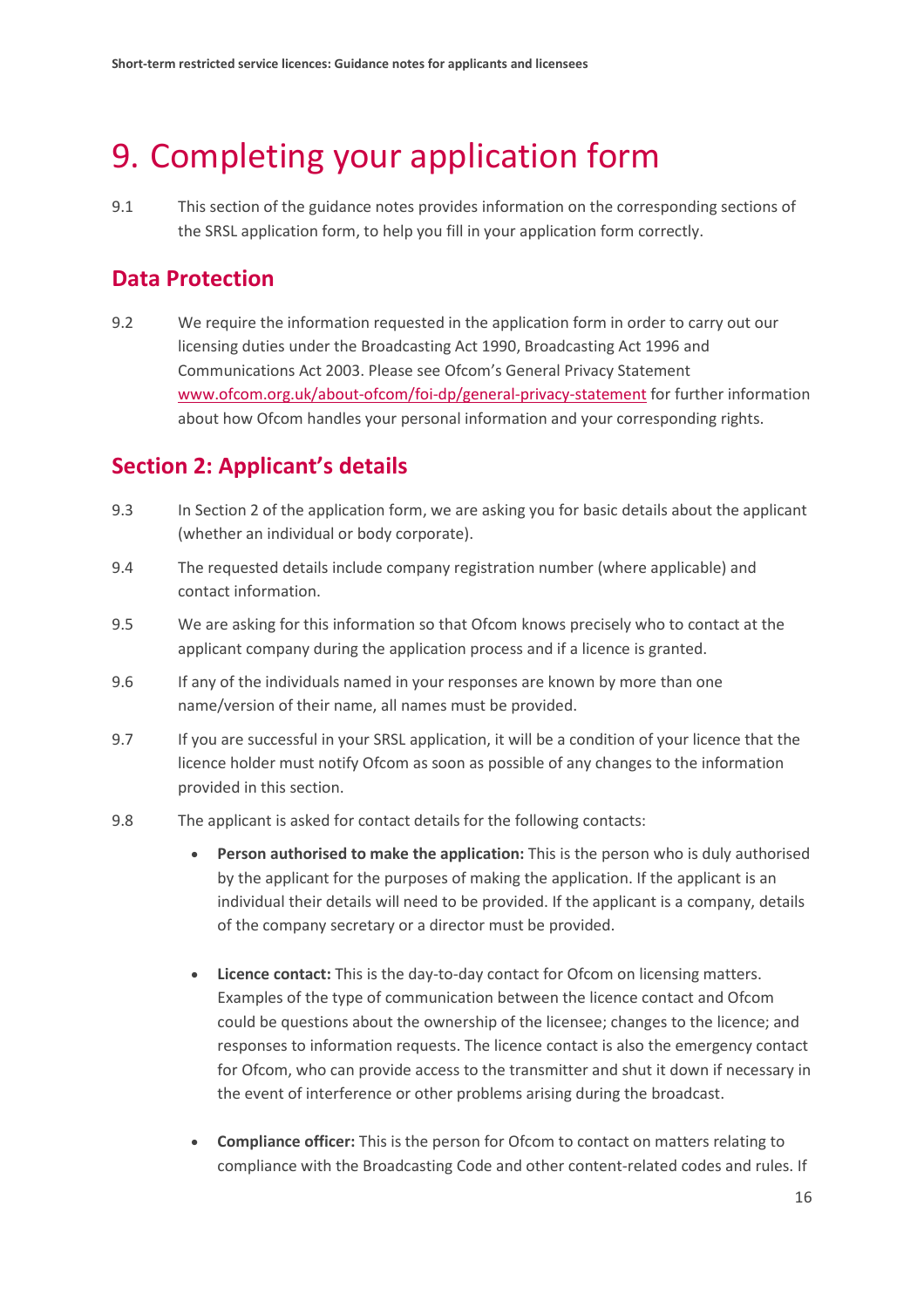# 9. Completing your application form

9.1 This section of the guidance notes provides information on the corresponding sections of the SRSL application form, to help you fill in your application form correctly.

## Data Protection

9.2 We require the information requested in the application form in order to carry out our licensing duties under the Broadcasting Act 1990, Broadcasting Act 1996 and Communications Act 2003. Please see Ofcom's General Privacy Statement www.ofcom.org.uk/about-ofcom/foi-dp/general-privacy-statement for further information about how Ofcom handles your personal information and your corresponding rights.

## Section 2: Applicant's details

9.3 In Section 2 of the application form, we are asking you for basic details about the applicant (whether an individual or body corporate).

9.4 The requested details include company registration number (where applicable) and contact information.

9.5 We are asking for this information so that Ofcom knows precisely who to contact at the applicant company during the application process and if a licence is granted.

9.6 If any of the individuals named in your responses are known by more than one name/version of their name, all names must be provided.

9.7 If you are successful in your SRSL application, it will be a condition of your licence that the licence holder must notify Ofcom as soon as possible of any changes to the information provided in this section.

9.8 The applicant is asked for contact details for the following contacts:

- **Person authorised to make the application:** This is the person who is duly authorised by the applicant for the purposes of making the application. If the applicant is an individual their details will need to be provided. If the applicant is a company, details of the company secretary or a director must be provided.

- **Licence contact:** This is the day-to-day contact for Ofcom on licensing matters. Examples of the type of communication between the licence contact and Ofcom could be questions about the ownership of the licensee; changes to the licence; and responses to information requests. The licence contact is also the emergency contact for Ofcom, who can provide access to the transmitter and shut it down if necessary in the event of interference or other problems arising during the broadcast.

- **Compliance officer:** This is the person for Ofcom to contact on matters relating to compliance with the Broadcasting Code and other content-related codes and rules. If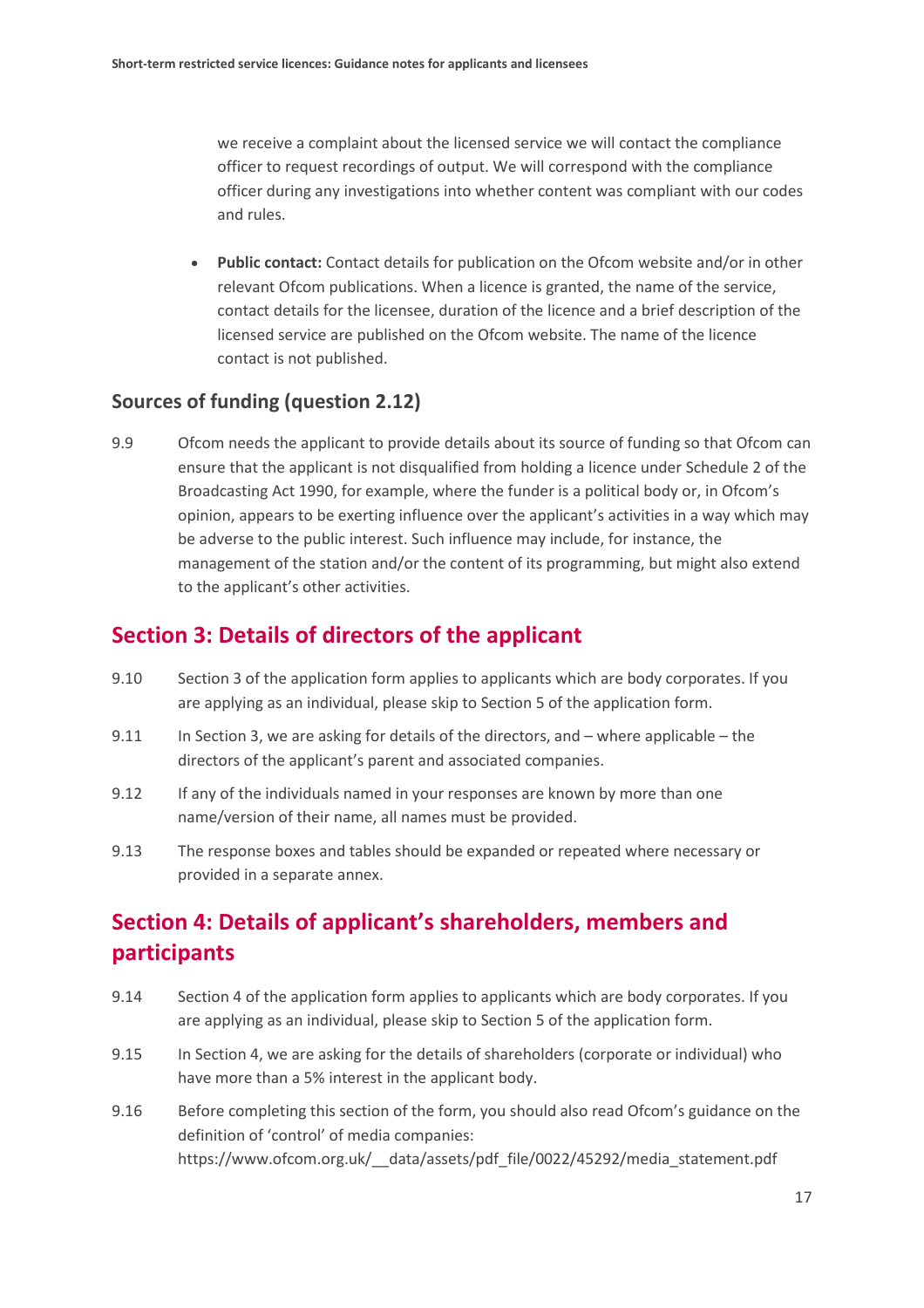we receive a complaint about the licensed service we will contact the compliance officer to request recordings of output. We will correspond with the compliance officer during any investigations into whether content was compliant with our codes and rules.

- **Public contact:** Contact details for publication on the Ofcom website and/or in other relevant Ofcom publications. When a licence is granted, the name of the service, contact details for the licensee, duration of the licence and a brief description of the licensed service are published on the Ofcom website. The name of the licence contact is not published.

### Sources of funding (question 2.12)

9.9 Ofcom needs the applicant to provide details about its source of funding so that Ofcom can ensure that the applicant is not disqualified from holding a licence under Schedule 2 of the Broadcasting Act 1990, for example, where the funder is a political body or, in Ofcom's opinion, appears to be exerting influence over the applicant's activities in a way which may be adverse to the public interest. Such influence may include, for instance, the management of the station and/or the content of its programming, but might also extend to the applicant's other activities.

## Section 3: Details of directors of the applicant

9.10 Section 3 of the application form applies to applicants which are body corporates. If you are applying as an individual, please skip to Section 5 of the application form.

9.11 In Section 3, we are asking for details of the directors, and – where applicable – the directors of the applicant's parent and associated companies.

9.12 If any of the individuals named in your responses are known by more than one name/version of their name, all names must be provided.

9.13 The response boxes and tables should be expanded or repeated where necessary or provided in a separate annex.

## Section 4: Details of applicant's shareholders, members and participants

9.14 Section 4 of the application form applies to applicants which are body corporates. If you are applying as an individual, please skip to Section 5 of the application form.

9.15 In Section 4, we are asking for the details of shareholders (corporate or individual) who have more than a 5% interest in the applicant body.

9.16 Before completing this section of the form, you should also read Ofcom's guidance on the definition of 'control' of media companies: https://www.ofcom.org.uk/__data/assets/pdf_file/0022/45292/media_statement.pdf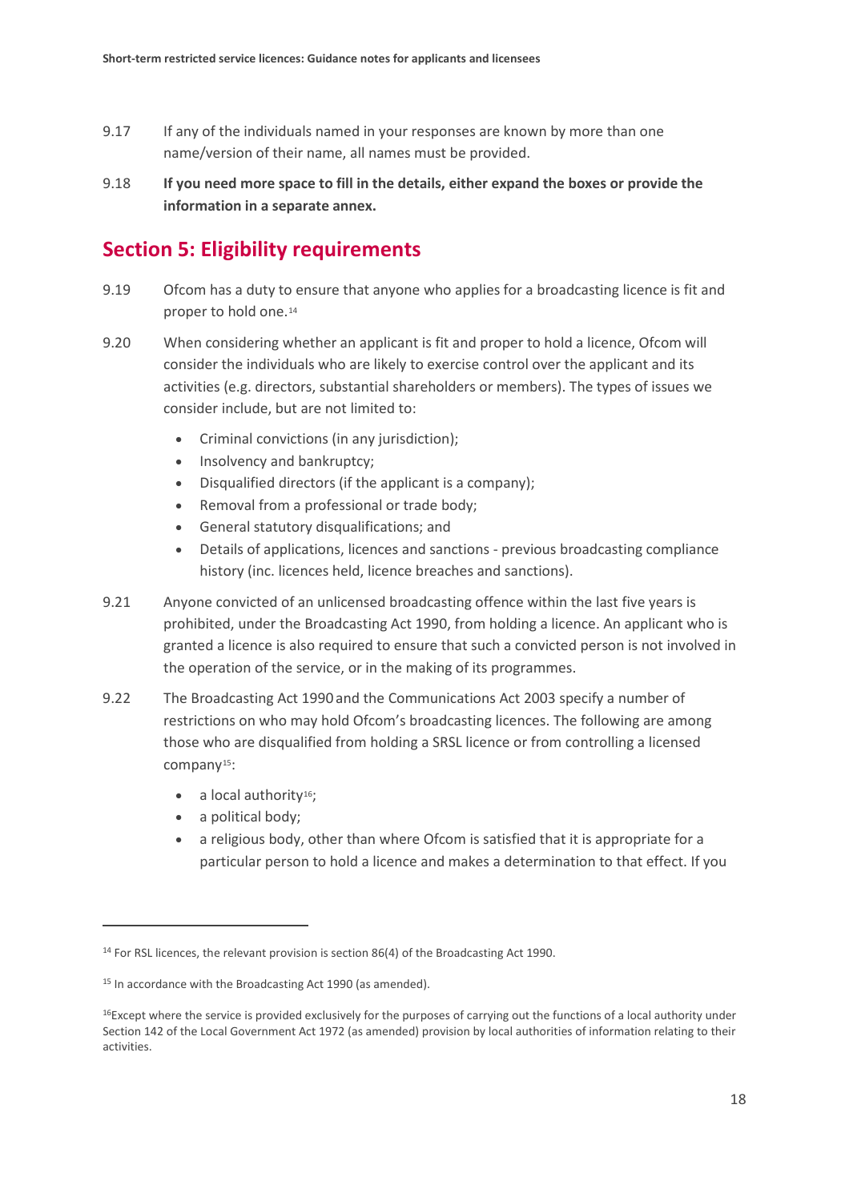9.17 If any of the individuals named in your responses are known by more than one name/version of their name, all names must be provided.

9.18 **If you need more space to fill in the details, either expand the boxes or provide the information in a separate annex.**

## Section 5: Eligibility requirements

9.19 Ofcom has a duty to ensure that anyone who applies for a broadcasting licence is fit and proper to hold one.[14]

9.20 When considering whether an applicant is fit and proper to hold a licence, Ofcom will consider the individuals who are likely to exercise control over the applicant and its activities (e.g. directors, substantial shareholders or members). The types of issues we consider include, but are not limited to:

- Criminal convictions (in any jurisdiction);
- Insolvency and bankruptcy;
- Disqualified directors (if the applicant is a company);
- Removal from a professional or trade body;
- General statutory disqualifications; and
- Details of applications, licences and sanctions - previous broadcasting compliance history (inc. licences held, licence breaches and sanctions).

9.21 Anyone convicted of an unlicensed broadcasting offence within the last five years is prohibited, under the Broadcasting Act 1990, from holding a licence. An applicant who is granted a licence is also required to ensure that such a convicted person is not involved in the operation of the service, or in the making of its programmes.

9.22 The Broadcasting Act 1990 and the Communications Act 2003 specify a number of restrictions on who may hold Ofcom's broadcasting licences. The following are among those who are disqualified from holding a SRSL licence or from controlling a licensed company[15]:

- a local authority[16];
- a political body;
- a religious body, other than where Ofcom is satisfied that it is appropriate for a particular person to hold a licence and makes a determination to that effect. If you

---

[14] For RSL licences, the relevant provision is section 86(4) of the Broadcasting Act 1990.

[15] In accordance with the Broadcasting Act 1990 (as amended).

[16] Except where the service is provided exclusively for the purposes of carrying out the functions of a local authority under Section 142 of the Local Government Act 1972 (as amended) provision by local authorities of information relating to their activities.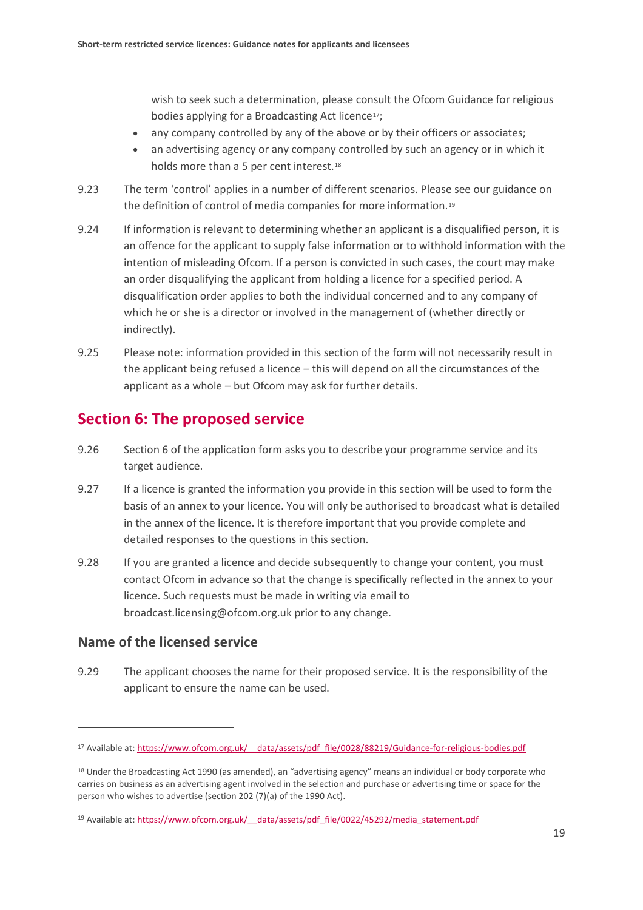wish to seek such a determination, please consult the Ofcom Guidance for religious bodies applying for a Broadcasting Act licence[17];

- any company controlled by any of the above or by their officers or associates;
- an advertising agency or any company controlled by such an agency or in which it holds more than a 5 per cent interest.[18]

9.23 The term 'control' applies in a number of different scenarios. Please see our guidance on the definition of control of media companies for more information.[19]

9.24 If information is relevant to determining whether an applicant is a disqualified person, it is an offence for the applicant to supply false information or to withhold information with the intention of misleading Ofcom. If a person is convicted in such cases, the court may make an order disqualifying the applicant from holding a licence for a specified period. A disqualification order applies to both the individual concerned and to any company of which he or she is a director or involved in the management of (whether directly or indirectly).

9.25 Please note: information provided in this section of the form will not necessarily result in the applicant being refused a licence – this will depend on all the circumstances of the applicant as a whole – but Ofcom may ask for further details.

## Section 6: The proposed service

9.26 Section 6 of the application form asks you to describe your programme service and its target audience.

9.27 If a licence is granted the information you provide in this section will be used to form the basis of an annex to your licence. You will only be authorised to broadcast what is detailed in the annex of the licence. It is therefore important that you provide complete and detailed responses to the questions in this section.

9.28 If you are granted a licence and decide subsequently to change your content, you must contact Ofcom in advance so that the change is specifically reflected in the annex to your licence. Such requests must be made in writing via email to broadcast.licensing@ofcom.org.uk prior to any change.

### Name of the licensed service

9.29 The applicant chooses the name for their proposed service. It is the responsibility of the applicant to ensure the name can be used.

---

[17] Available at: https://www.ofcom.org.uk/__data/assets/pdf_file/0028/88219/Guidance-for-religious-bodies.pdf

[18] Under the Broadcasting Act 1990 (as amended), an "advertising agency" means an individual or body corporate who carries on business as an advertising agent involved in the selection and purchase or advertising time or space for the person who wishes to advertise (section 202 (7)(a) of the 1990 Act).

[19] Available at: https://www.ofcom.org.uk/__data/assets/pdf_file/0022/45292/media_statement.pdf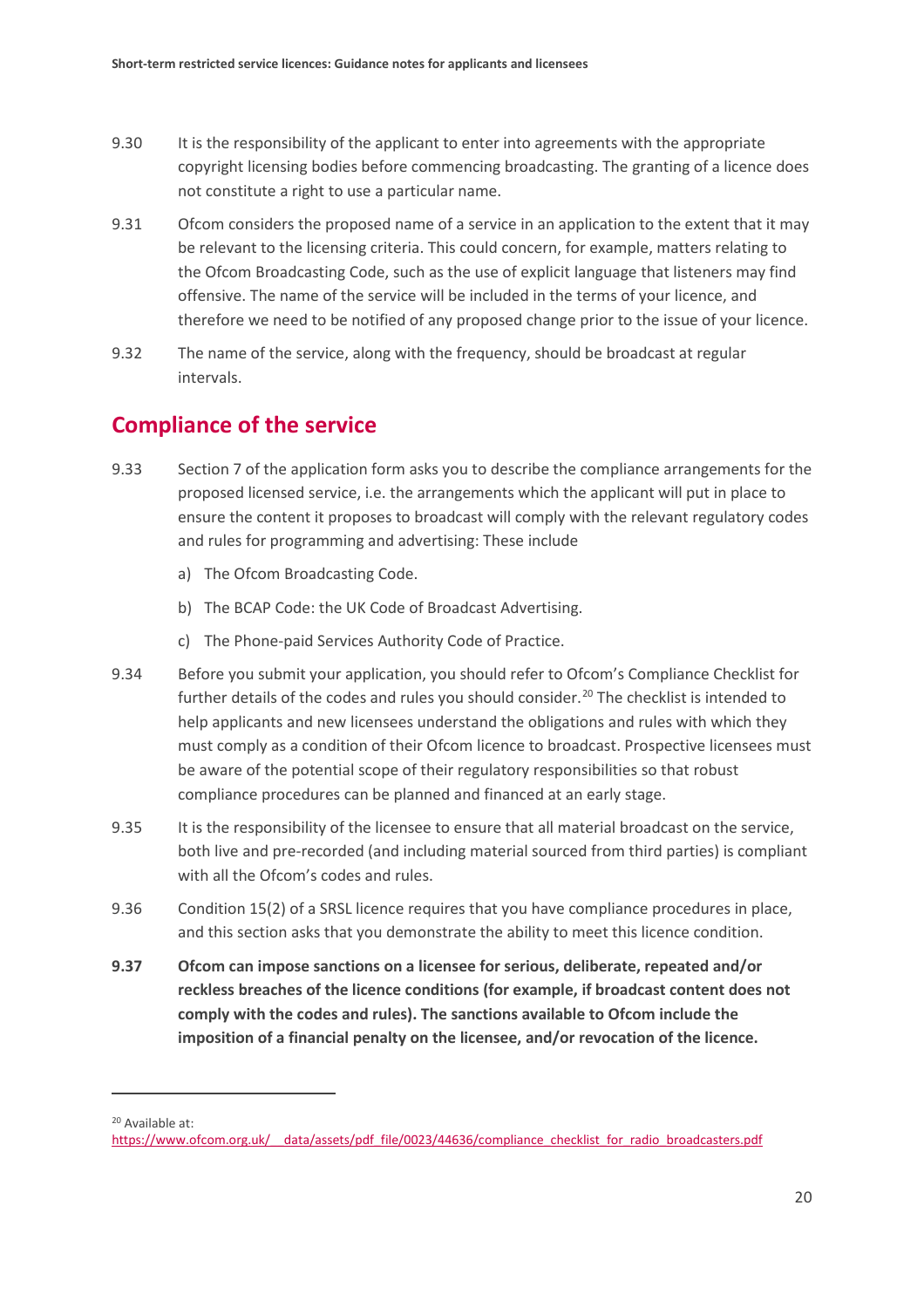9.30 It is the responsibility of the applicant to enter into agreements with the appropriate copyright licensing bodies before commencing broadcasting. The granting of a licence does not constitute a right to use a particular name.

9.31 Ofcom considers the proposed name of a service in an application to the extent that it may be relevant to the licensing criteria. This could concern, for example, matters relating to the Ofcom Broadcasting Code, such as the use of explicit language that listeners may find offensive. The name of the service will be included in the terms of your licence, and therefore we need to be notified of any proposed change prior to the issue of your licence.

9.32 The name of the service, along with the frequency, should be broadcast at regular intervals.

## Compliance of the service

9.33 Section 7 of the application form asks you to describe the compliance arrangements for the proposed licensed service, i.e. the arrangements which the applicant will put in place to ensure the content it proposes to broadcast will comply with the relevant regulatory codes and rules for programming and advertising: These include

a) The Ofcom Broadcasting Code.

b) The BCAP Code: the UK Code of Broadcast Advertising.

c) The Phone-paid Services Authority Code of Practice.

9.34 Before you submit your application, you should refer to Ofcom's Compliance Checklist for further details of the codes and rules you should consider.[20] The checklist is intended to help applicants and new licensees understand the obligations and rules with which they must comply as a condition of their Ofcom licence to broadcast. Prospective licensees must be aware of the potential scope of their regulatory responsibilities so that robust compliance procedures can be planned and financed at an early stage.

9.35 It is the responsibility of the licensee to ensure that all material broadcast on the service, both live and pre-recorded (and including material sourced from third parties) is compliant with all the Ofcom's codes and rules.

9.36 Condition 15(2) of a SRSL licence requires that you have compliance procedures in place, and this section asks that you demonstrate the ability to meet this licence condition.

**9.37 Ofcom can impose sanctions on a licensee for serious, deliberate, repeated and/or reckless breaches of the licence conditions (for example, if broadcast content does not comply with the codes and rules). The sanctions available to Ofcom include the imposition of a financial penalty on the licensee, and/or revocation of the licence.**

---

[20] Available at: https://www.ofcom.org.uk/__data/assets/pdf_file/0023/44636/compliance_checklist_for_radio_broadcasters.pdf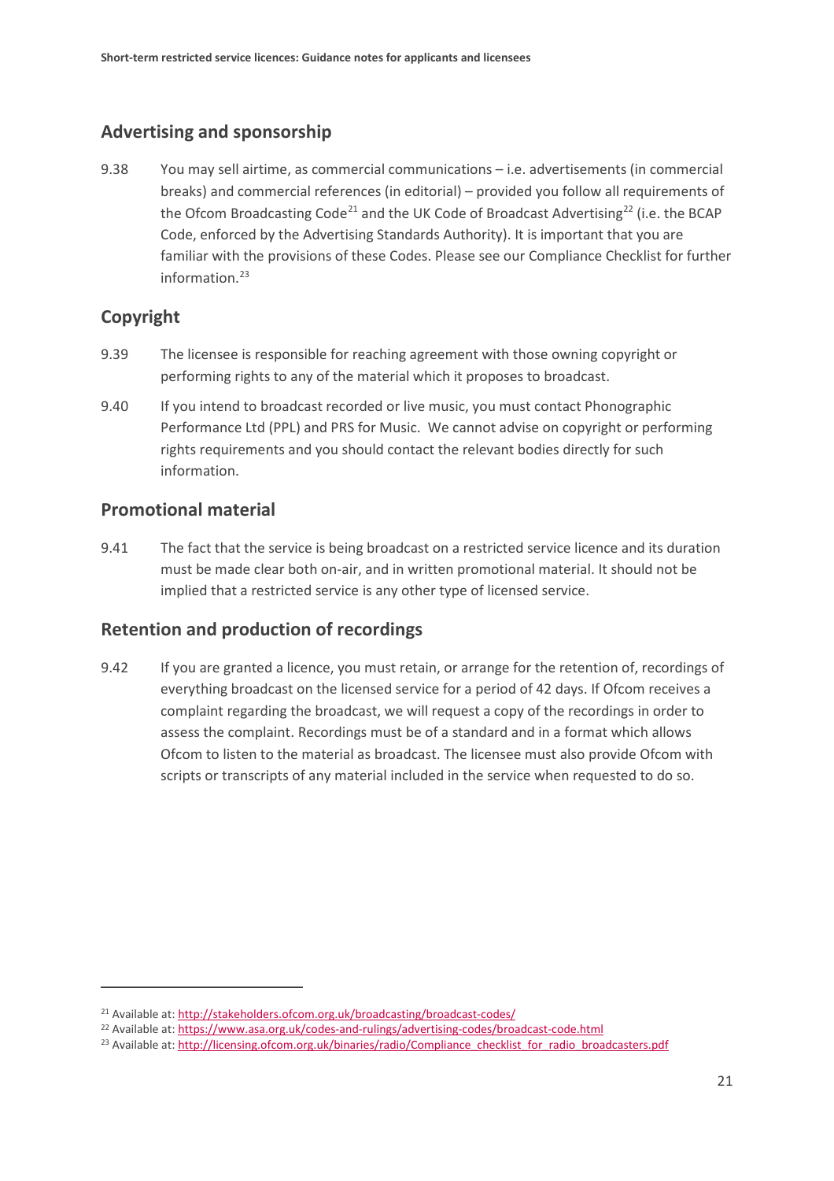## Advertising and sponsorship

9.38 You may sell airtime, as commercial communications – i.e. advertisements (in commercial breaks) and commercial references (in editorial) – provided you follow all requirements of the Ofcom Broadcasting Code[21] and the UK Code of Broadcast Advertising[22] (i.e. the BCAP Code, enforced by the Advertising Standards Authority). It is important that you are familiar with the provisions of these Codes. Please see our Compliance Checklist for further information.[23]

## Copyright

9.39 The licensee is responsible for reaching agreement with those owning copyright or performing rights to any of the material which it proposes to broadcast.

9.40 If you intend to broadcast recorded or live music, you must contact Phonographic Performance Ltd (PPL) and PRS for Music. We cannot advise on copyright or performing rights requirements and you should contact the relevant bodies directly for such information.

## Promotional material

9.41 The fact that the service is being broadcast on a restricted service licence and its duration must be made clear both on-air, and in written promotional material. It should not be implied that a restricted service is any other type of licensed service.

## Retention and production of recordings

9.42 If you are granted a licence, you must retain, or arrange for the retention of, recordings of everything broadcast on the licensed service for a period of 42 days. If Ofcom receives a complaint regarding the broadcast, we will request a copy of the recordings in order to assess the complaint. Recordings must be of a standard and in a format which allows Ofcom to listen to the material as broadcast. The licensee must also provide Ofcom with scripts or transcripts of any material included in the service when requested to do so.

---

[21] Available at: http://stakeholders.ofcom.org.uk/broadcasting/broadcast-codes/

[22] Available at: https://www.asa.org.uk/codes-and-rulings/advertising-codes/broadcast-code.html

[23] Available at: http://licensing.ofcom.org.uk/binaries/radio/Compliance_checklist_for_radio_broadcasters.pdf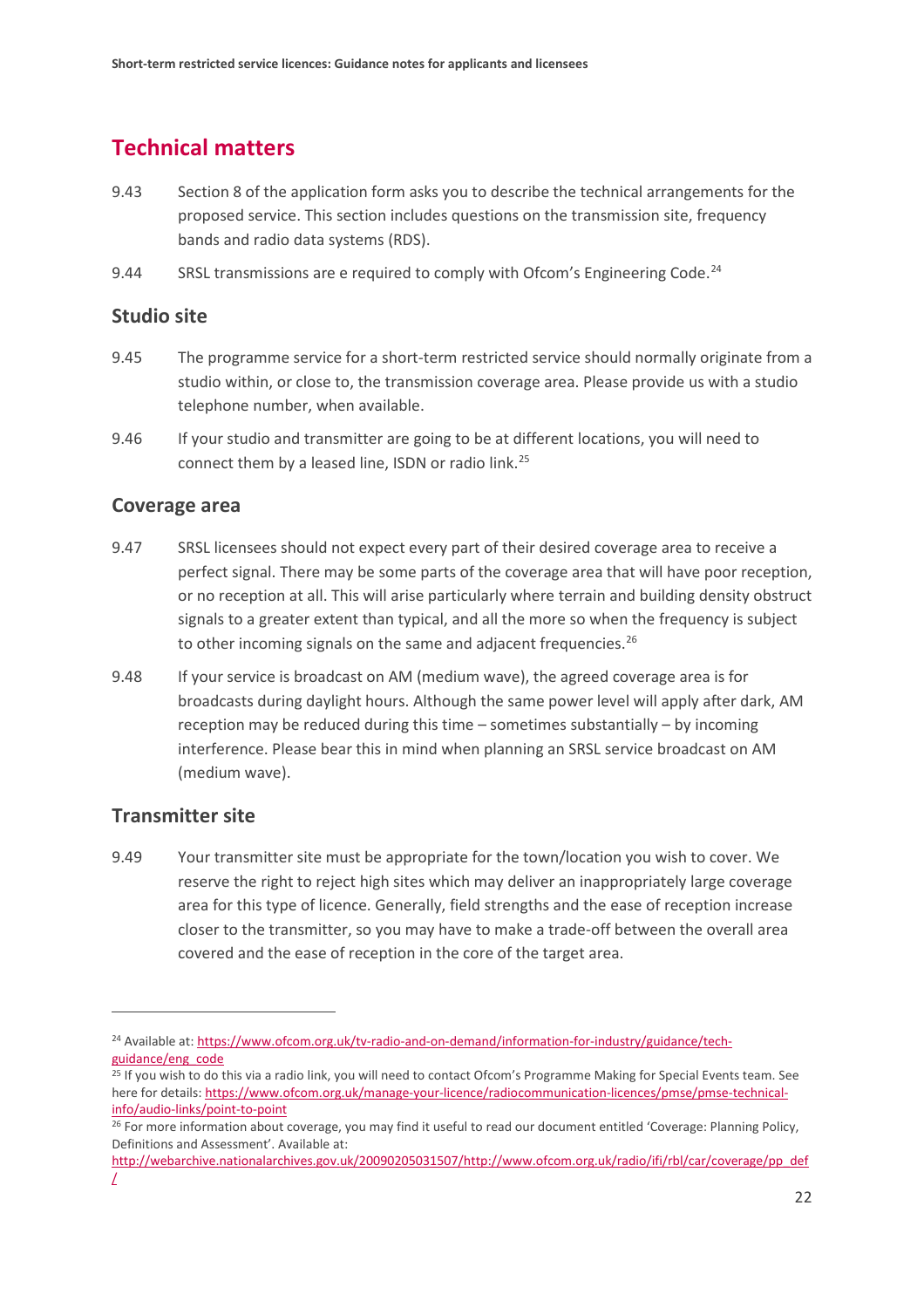## Technical matters

9.43 Section 8 of the application form asks you to describe the technical arrangements for the proposed service. This section includes questions on the transmission site, frequency bands and radio data systems (RDS).

9.44 SRSL transmissions are e required to comply with Ofcom's Engineering Code.[24]

### Studio site

9.45 The programme service for a short-term restricted service should normally originate from a studio within, or close to, the transmission coverage area. Please provide us with a studio telephone number, when available.

9.46 If your studio and transmitter are going to be at different locations, you will need to connect them by a leased line, ISDN or radio link.[25]

### Coverage area

9.47 SRSL licensees should not expect every part of their desired coverage area to receive a perfect signal. There may be some parts of the coverage area that will have poor reception, or no reception at all. This will arise particularly where terrain and building density obstruct signals to a greater extent than typical, and all the more so when the frequency is subject to other incoming signals on the same and adjacent frequencies.[26]

9.48 If your service is broadcast on AM (medium wave), the agreed coverage area is for broadcasts during daylight hours. Although the same power level will apply after dark, AM reception may be reduced during this time – sometimes substantially – by incoming interference. Please bear this in mind when planning an SRSL service broadcast on AM (medium wave).

### Transmitter site

9.49 Your transmitter site must be appropriate for the town/location you wish to cover. We reserve the right to reject high sites which may deliver an inappropriately large coverage area for this type of licence. Generally, field strengths and the ease of reception increase closer to the transmitter, so you may have to make a trade-off between the overall area covered and the ease of reception in the core of the target area.

---

[24] Available at: https://www.ofcom.org.uk/tv-radio-and-on-demand/information-for-industry/guidance/tech-guidance/eng_code

[25] If you wish to do this via a radio link, you will need to contact Ofcom's Programme Making for Special Events team. See here for details: https://www.ofcom.org.uk/manage-your-licence/radiocommunication-licences/pmse/pmse-technical-info/audio-links/point-to-point

[26] For more information about coverage, you may find it useful to read our document entitled 'Coverage: Planning Policy, Definitions and Assessment'. Available at: http://webarchive.nationalarchives.gov.uk/20090205031507/http://www.ofcom.org.uk/radio/ifi/rbl/car/coverage/pp_def/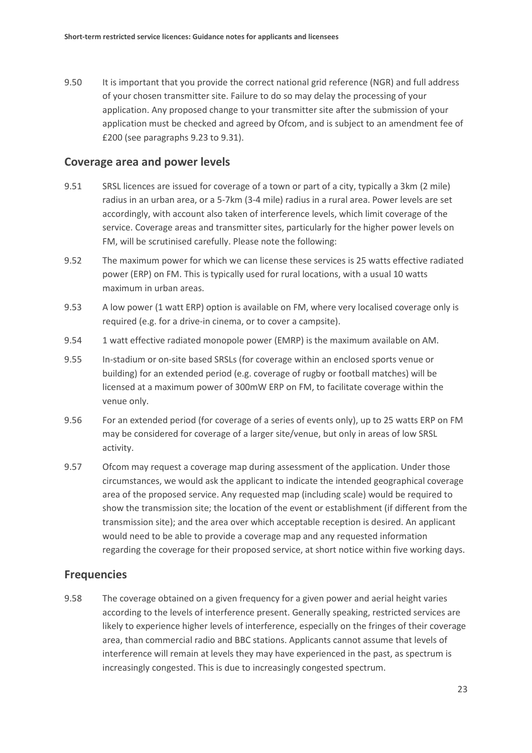9.50 It is important that you provide the correct national grid reference (NGR) and full address of your chosen transmitter site. Failure to do so may delay the processing of your application. Any proposed change to your transmitter site after the submission of your application must be checked and agreed by Ofcom, and is subject to an amendment fee of £200 (see paragraphs 9.23 to 9.31).

## Coverage area and power levels

9.51 SRSL licences are issued for coverage of a town or part of a city, typically a 3km (2 mile) radius in an urban area, or a 5-7km (3-4 mile) radius in a rural area. Power levels are set accordingly, with account also taken of interference levels, which limit coverage of the service. Coverage areas and transmitter sites, particularly for the higher power levels on FM, will be scrutinised carefully. Please note the following:

9.52 The maximum power for which we can license these services is 25 watts effective radiated power (ERP) on FM. This is typically used for rural locations, with a usual 10 watts maximum in urban areas.

9.53 A low power (1 watt ERP) option is available on FM, where very localised coverage only is required (e.g. for a drive-in cinema, or to cover a campsite).

9.54 1 watt effective radiated monopole power (EMRP) is the maximum available on AM.

9.55 In-stadium or on-site based SRSLs (for coverage within an enclosed sports venue or building) for an extended period (e.g. coverage of rugby or football matches) will be licensed at a maximum power of 300mW ERP on FM, to facilitate coverage within the venue only.

9.56 For an extended period (for coverage of a series of events only), up to 25 watts ERP on FM may be considered for coverage of a larger site/venue, but only in areas of low SRSL activity.

9.57 Ofcom may request a coverage map during assessment of the application. Under those circumstances, we would ask the applicant to indicate the intended geographical coverage area of the proposed service. Any requested map (including scale) would be required to show the transmission site; the location of the event or establishment (if different from the transmission site); and the area over which acceptable reception is desired. An applicant would need to be able to provide a coverage map and any requested information regarding the coverage for their proposed service, at short notice within five working days.

## Frequencies

9.58 The coverage obtained on a given frequency for a given power and aerial height varies according to the levels of interference present. Generally speaking, restricted services are likely to experience higher levels of interference, especially on the fringes of their coverage area, than commercial radio and BBC stations. Applicants cannot assume that levels of interference will remain at levels they may have experienced in the past, as spectrum is increasingly congested. This is due to increasingly congested spectrum.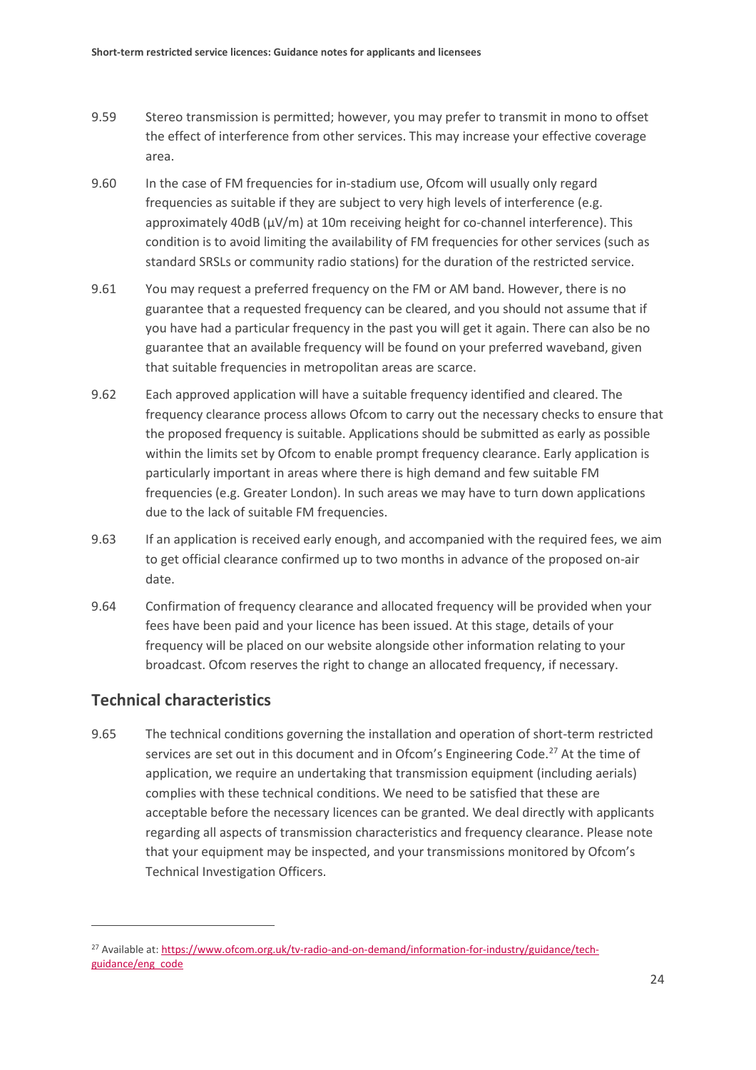9.59 Stereo transmission is permitted; however, you may prefer to transmit in mono to offset the effect of interference from other services. This may increase your effective coverage area.

9.60 In the case of FM frequencies for in-stadium use, Ofcom will usually only regard frequencies as suitable if they are subject to very high levels of interference (e.g. approximately 40dB (μV/m) at 10m receiving height for co-channel interference). This condition is to avoid limiting the availability of FM frequencies for other services (such as standard SRSLs or community radio stations) for the duration of the restricted service.

9.61 You may request a preferred frequency on the FM or AM band. However, there is no guarantee that a requested frequency can be cleared, and you should not assume that if you have had a particular frequency in the past you will get it again. There can also be no guarantee that an available frequency will be found on your preferred waveband, given that suitable frequencies in metropolitan areas are scarce.

9.62 Each approved application will have a suitable frequency identified and cleared. The frequency clearance process allows Ofcom to carry out the necessary checks to ensure that the proposed frequency is suitable. Applications should be submitted as early as possible within the limits set by Ofcom to enable prompt frequency clearance. Early application is particularly important in areas where there is high demand and few suitable FM frequencies (e.g. Greater London). In such areas we may have to turn down applications due to the lack of suitable FM frequencies.

9.63 If an application is received early enough, and accompanied with the required fees, we aim to get official clearance confirmed up to two months in advance of the proposed on-air date.

9.64 Confirmation of frequency clearance and allocated frequency will be provided when your fees have been paid and your licence has been issued. At this stage, details of your frequency will be placed on our website alongside other information relating to your broadcast. Ofcom reserves the right to change an allocated frequency, if necessary.

## Technical characteristics

9.65 The technical conditions governing the installation and operation of short-term restricted services are set out in this document and in Ofcom's Engineering Code.[27] At the time of application, we require an undertaking that transmission equipment (including aerials) complies with these technical conditions. We need to be satisfied that these are acceptable before the necessary licences can be granted. We deal directly with applicants regarding all aspects of transmission characteristics and frequency clearance. Please note that your equipment may be inspected, and your transmissions monitored by Ofcom's Technical Investigation Officers.

---

[27] Available at: https://www.ofcom.org.uk/tv-radio-and-on-demand/information-for-industry/guidance/tech-guidance/eng_code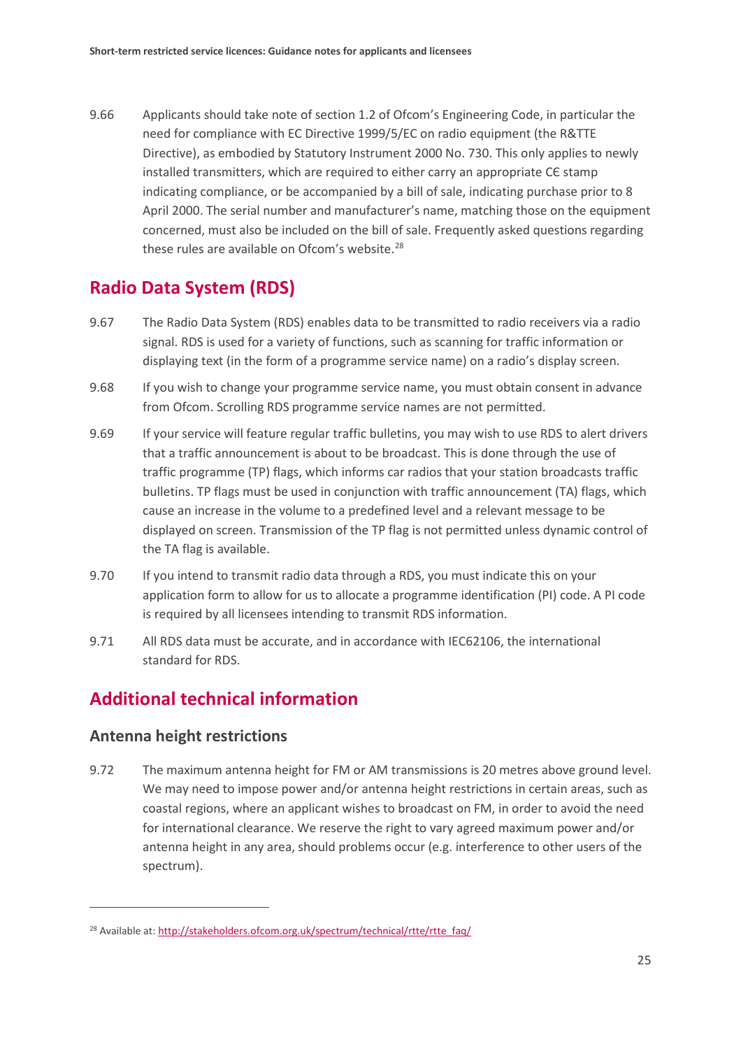9.66 Applicants should take note of section 1.2 of Ofcom's Engineering Code, in particular the need for compliance with EC Directive 1999/5/EC on radio equipment (the R&TTE Directive), as embodied by Statutory Instrument 2000 No. 730. This only applies to newly installed transmitters, which are required to either carry an appropriate CЄ stamp indicating compliance, or be accompanied by a bill of sale, indicating purchase prior to 8 April 2000. The serial number and manufacturer's name, matching those on the equipment concerned, must also be included on the bill of sale. Frequently asked questions regarding these rules are available on Ofcom's website.[28]

## Radio Data System (RDS)

9.67 The Radio Data System (RDS) enables data to be transmitted to radio receivers via a radio signal. RDS is used for a variety of functions, such as scanning for traffic information or displaying text (in the form of a programme service name) on a radio's display screen.

9.68 If you wish to change your programme service name, you must obtain consent in advance from Ofcom. Scrolling RDS programme service names are not permitted.

9.69 If your service will feature regular traffic bulletins, you may wish to use RDS to alert drivers that a traffic announcement is about to be broadcast. This is done through the use of traffic programme (TP) flags, which informs car radios that your station broadcasts traffic bulletins. TP flags must be used in conjunction with traffic announcement (TA) flags, which cause an increase in the volume to a predefined level and a relevant message to be displayed on screen. Transmission of the TP flag is not permitted unless dynamic control of the TA flag is available.

9.70 If you intend to transmit radio data through a RDS, you must indicate this on your application form to allow for us to allocate a programme identification (PI) code. A PI code is required by all licensees intending to transmit RDS information.

9.71 All RDS data must be accurate, and in accordance with IEC62106, the international standard for RDS.

## Additional technical information

### Antenna height restrictions

9.72 The maximum antenna height for FM or AM transmissions is 20 metres above ground level. We may need to impose power and/or antenna height restrictions in certain areas, such as coastal regions, where an applicant wishes to broadcast on FM, in order to avoid the need for international clearance. We reserve the right to vary agreed maximum power and/or antenna height in any area, should problems occur (e.g. interference to other users of the spectrum).

---

[28] Available at: http://stakeholders.ofcom.org.uk/spectrum/technical/rtte/rtte_faq/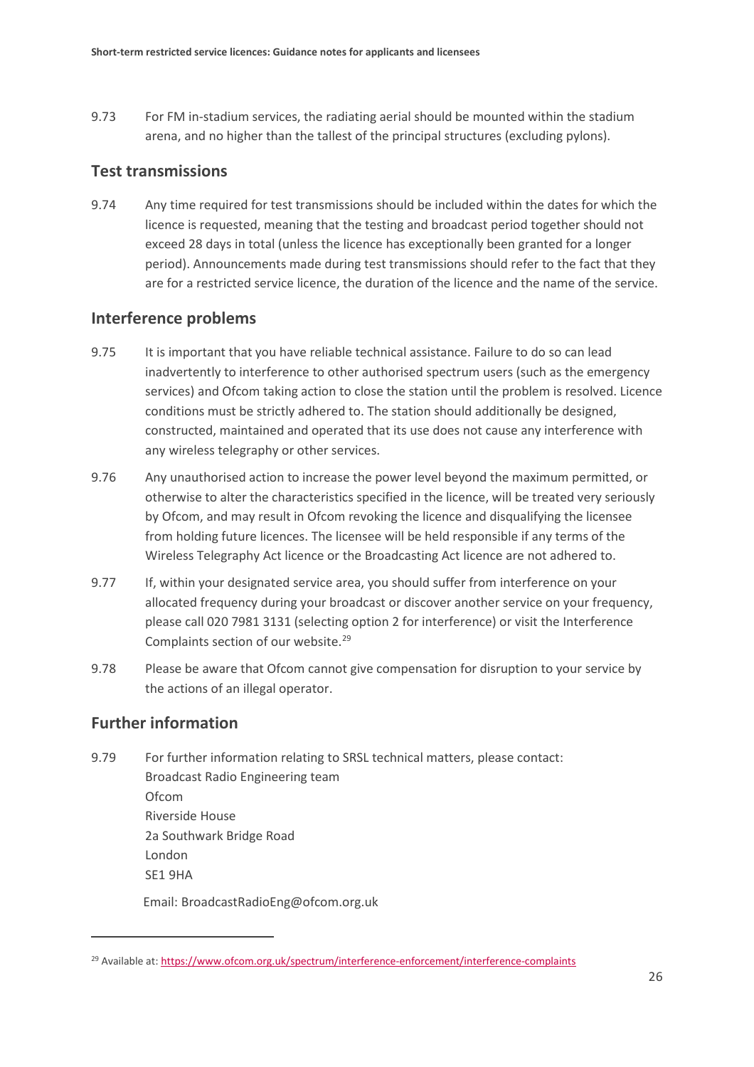9.73 For FM in-stadium services, the radiating aerial should be mounted within the stadium arena, and no higher than the tallest of the principal structures (excluding pylons).

## Test transmissions

9.74 Any time required for test transmissions should be included within the dates for which the licence is requested, meaning that the testing and broadcast period together should not exceed 28 days in total (unless the licence has exceptionally been granted for a longer period). Announcements made during test transmissions should refer to the fact that they are for a restricted service licence, the duration of the licence and the name of the service.

## Interference problems

9.75 It is important that you have reliable technical assistance. Failure to do so can lead inadvertently to interference to other authorised spectrum users (such as the emergency services) and Ofcom taking action to close the station until the problem is resolved. Licence conditions must be strictly adhered to. The station should additionally be designed, constructed, maintained and operated that its use does not cause any interference with any wireless telegraphy or other services.

9.76 Any unauthorised action to increase the power level beyond the maximum permitted, or otherwise to alter the characteristics specified in the licence, will be treated very seriously by Ofcom, and may result in Ofcom revoking the licence and disqualifying the licensee from holding future licences. The licensee will be held responsible if any terms of the Wireless Telegraphy Act licence or the Broadcasting Act licence are not adhered to.

9.77 If, within your designated service area, you should suffer from interference on your allocated frequency during your broadcast or discover another service on your frequency, please call 020 7981 3131 (selecting option 2 for interference) or visit the Interference Complaints section of our website.[29]

9.78 Please be aware that Ofcom cannot give compensation for disruption to your service by the actions of an illegal operator.

## Further information

9.79 For further information relating to SRSL technical matters, please contact:
Broadcast Radio Engineering team
Ofcom
Riverside House
2a Southwark Bridge Road
London
SE1 9HA

Email: BroadcastRadioEng@ofcom.org.uk

---

[29] Available at: https://www.ofcom.org.uk/spectrum/interference-enforcement/interference-complaints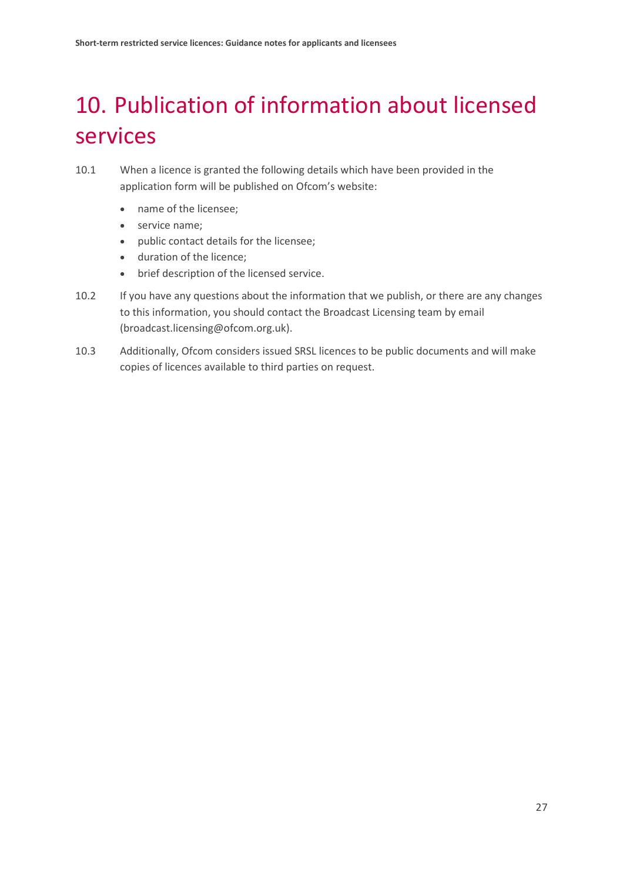# 10. Publication of information about licensed services

10.1 When a licence is granted the following details which have been provided in the application form will be published on Ofcom's website:

- name of the licensee;
- service name;
- public contact details for the licensee;
- duration of the licence;
- brief description of the licensed service.

10.2 If you have any questions about the information that we publish, or there are any changes to this information, you should contact the Broadcast Licensing team by email (broadcast.licensing@ofcom.org.uk).

10.3 Additionally, Ofcom considers issued SRSL licences to be public documents and will make copies of licences available to third parties on request.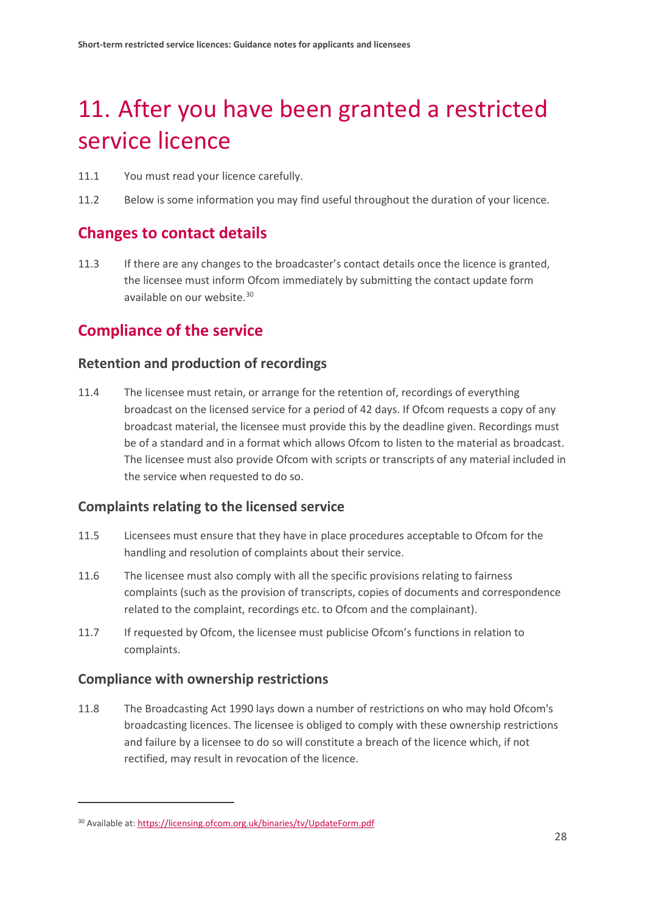# 11. After you have been granted a restricted service licence

11.1 You must read your licence carefully.

11.2 Below is some information you may find useful throughout the duration of your licence.

## Changes to contact details

11.3 If there are any changes to the broadcaster's contact details once the licence is granted, the licensee must inform Ofcom immediately by submitting the contact update form available on our website.[30]

## Compliance of the service

### Retention and production of recordings

11.4 The licensee must retain, or arrange for the retention of, recordings of everything broadcast on the licensed service for a period of 42 days. If Ofcom requests a copy of any broadcast material, the licensee must provide this by the deadline given. Recordings must be of a standard and in a format which allows Ofcom to listen to the material as broadcast. The licensee must also provide Ofcom with scripts or transcripts of any material included in the service when requested to do so.

### Complaints relating to the licensed service

11.5 Licensees must ensure that they have in place procedures acceptable to Ofcom for the handling and resolution of complaints about their service.

11.6 The licensee must also comply with all the specific provisions relating to fairness complaints (such as the provision of transcripts, copies of documents and correspondence related to the complaint, recordings etc. to Ofcom and the complainant).

11.7 If requested by Ofcom, the licensee must publicise Ofcom's functions in relation to complaints.

### Compliance with ownership restrictions

11.8 The Broadcasting Act 1990 lays down a number of restrictions on who may hold Ofcom's broadcasting licences. The licensee is obliged to comply with these ownership restrictions and failure by a licensee to do so will constitute a breach of the licence which, if not rectified, may result in revocation of the licence.

---

[30] Available at: https://licensing.ofcom.org.uk/binaries/tv/UpdateForm.pdf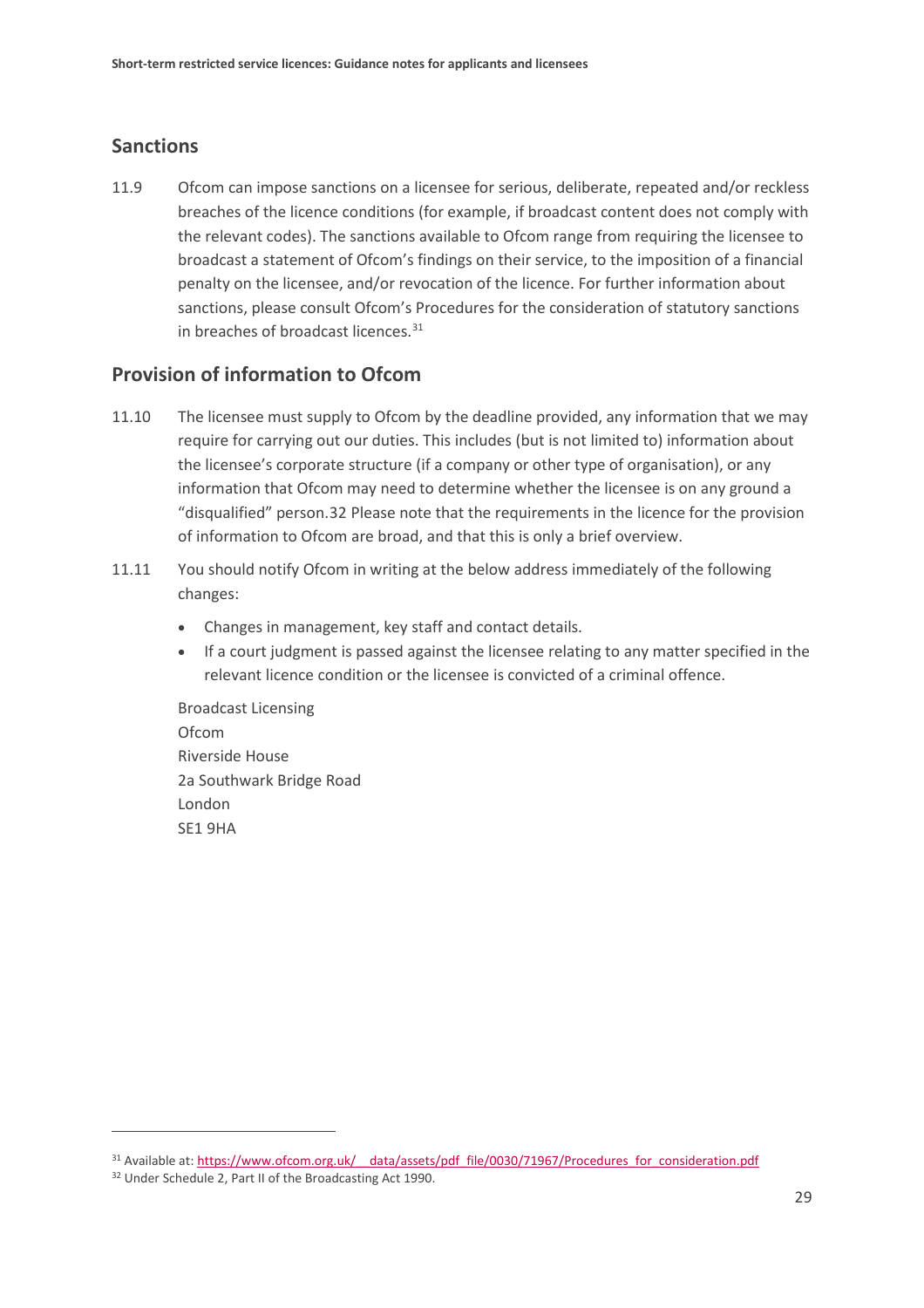## Sanctions

11.9 Ofcom can impose sanctions on a licensee for serious, deliberate, repeated and/or reckless breaches of the licence conditions (for example, if broadcast content does not comply with the relevant codes). The sanctions available to Ofcom range from requiring the licensee to broadcast a statement of Ofcom's findings on their service, to the imposition of a financial penalty on the licensee, and/or revocation of the licence. For further information about sanctions, please consult Ofcom's Procedures for the consideration of statutory sanctions in breaches of broadcast licences.[31]

## Provision of information to Ofcom

11.10 The licensee must supply to Ofcom by the deadline provided, any information that we may require for carrying out our duties. This includes (but is not limited to) information about the licensee's corporate structure (if a company or other type of organisation), or any information that Ofcom may need to determine whether the licensee is on any ground a "disqualified" person.32 Please note that the requirements in the licence for the provision of information to Ofcom are broad, and that this is only a brief overview.

11.11 You should notify Ofcom in writing at the below address immediately of the following changes:

- Changes in management, key staff and contact details.
- If a court judgment is passed against the licensee relating to any matter specified in the relevant licence condition or the licensee is convicted of a criminal offence.

Broadcast Licensing
Ofcom
Riverside House
2a Southwark Bridge Road
London
SE1 9HA

---

[31] Available at: https://www.ofcom.org.uk/__data/assets/pdf_file/0030/71967/Procedures_for_consideration.pdf

[32] Under Schedule 2, Part II of the Broadcasting Act 1990.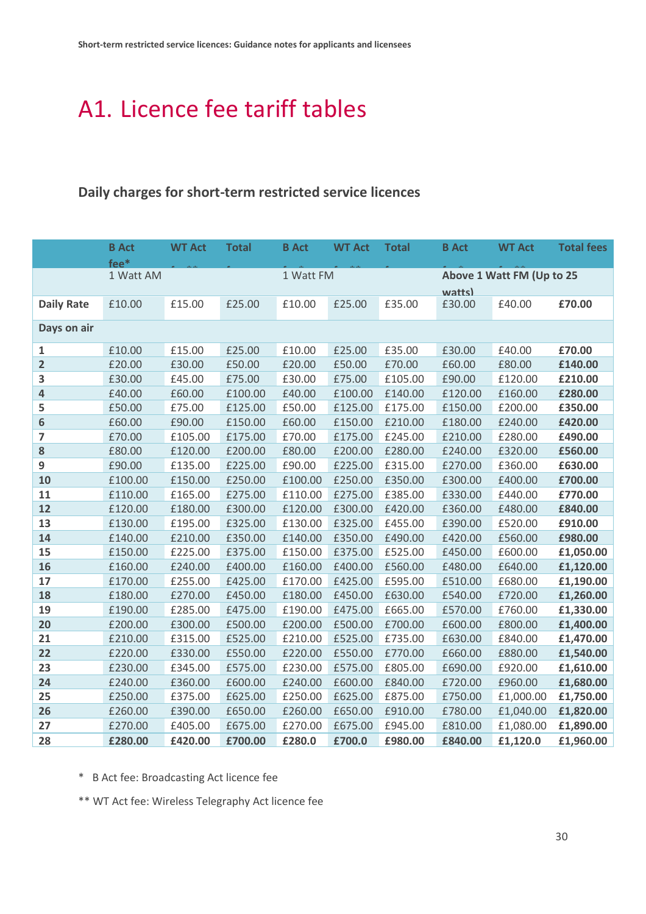# A1. Licence fee tariff tables

## Daily charges for short-term restricted service licences

| | B Act fee* | WT Act fee** | Total fee | B Act fee* | WT Act fee** | Total fee | B Act fee* | WT Act fee** | Total fees |
|---|---|---|---|---|---|---|---|---|---|
| | 1 Watt AM | | | 1 Watt FM | | | Above 1 Watt FM (Up to 25 watts) | | |
| **Daily Rate** | £10.00 | £15.00 | £25.00 | £10.00 | £25.00 | £35.00 | £30.00 | £40.00 | **£70.00** |
| **Days on air** | | | | | | | | | |
| **1** | £10.00 | £15.00 | £25.00 | £10.00 | £25.00 | £35.00 | £30.00 | £40.00 | **£70.00** |
| **2** | £20.00 | £30.00 | £50.00 | £20.00 | £50.00 | £70.00 | £60.00 | £80.00 | **£140.00** |
| **3** | £30.00 | £45.00 | £75.00 | £30.00 | £75.00 | £105.00 | £90.00 | £120.00 | **£210.00** |
| **4** | £40.00 | £60.00 | £100.00 | £40.00 | £100.00 | £140.00 | £120.00 | £160.00 | **£280.00** |
| **5** | £50.00 | £75.00 | £125.00 | £50.00 | £125.00 | £175.00 | £150.00 | £200.00 | **£350.00** |
| **6** | £60.00 | £90.00 | £150.00 | £60.00 | £150.00 | £210.00 | £180.00 | £240.00 | **£420.00** |
| **7** | £70.00 | £105.00 | £175.00 | £70.00 | £175.00 | £245.00 | £210.00 | £280.00 | **£490.00** |
| **8** | £80.00 | £120.00 | £200.00 | £80.00 | £200.00 | £280.00 | £240.00 | £320.00 | **£560.00** |
| **9** | £90.00 | £135.00 | £225.00 | £90.00 | £225.00 | £315.00 | £270.00 | £360.00 | **£630.00** |
| **10** | £100.00 | £150.00 | £250.00 | £100.00 | £250.00 | £350.00 | £300.00 | £400.00 | **£700.00** |
| **11** | £110.00 | £165.00 | £275.00 | £110.00 | £275.00 | £385.00 | £330.00 | £440.00 | **£770.00** |
| **12** | £120.00 | £180.00 | £300.00 | £120.00 | £300.00 | £420.00 | £360.00 | £480.00 | **£840.00** |
| **13** | £130.00 | £195.00 | £325.00 | £130.00 | £325.00 | £455.00 | £390.00 | £520.00 | **£910.00** |
| **14** | £140.00 | £210.00 | £350.00 | £140.00 | £350.00 | £490.00 | £420.00 | £560.00 | **£980.00** |
| **15** | £150.00 | £225.00 | £375.00 | £150.00 | £375.00 | £525.00 | £450.00 | £600.00 | **£1,050.00** |
| **16** | £160.00 | £240.00 | £400.00 | £160.00 | £400.00 | £560.00 | £480.00 | £640.00 | **£1,120.00** |
| **17** | £170.00 | £255.00 | £425.00 | £170.00 | £425.00 | £595.00 | £510.00 | £680.00 | **£1,190.00** |
| **18** | £180.00 | £270.00 | £450.00 | £180.00 | £450.00 | £630.00 | £540.00 | £720.00 | **£1,260.00** |
| **19** | £190.00 | £285.00 | £475.00 | £190.00 | £475.00 | £665.00 | £570.00 | £760.00 | **£1,330.00** |
| **20** | £200.00 | £300.00 | £500.00 | £200.00 | £500.00 | £700.00 | £600.00 | £800.00 | **£1,400.00** |
| **21** | £210.00 | £315.00 | £525.00 | £210.00 | £525.00 | £735.00 | £630.00 | £840.00 | **£1,470.00** |
| **22** | £220.00 | £330.00 | £550.00 | £220.00 | £550.00 | £770.00 | £660.00 | £880.00 | **£1,540.00** |
| **23** | £230.00 | £345.00 | £575.00 | £230.00 | £575.00 | £805.00 | £690.00 | £920.00 | **£1,610.00** |
| **24** | £240.00 | £360.00 | £600.00 | £240.00 | £600.00 | £840.00 | £720.00 | £960.00 | **£1,680.00** |
| **25** | £250.00 | £375.00 | £625.00 | £250.00 | £625.00 | £875.00 | £750.00 | £1,000.00 | **£1,750.00** |
| **26** | £260.00 | £390.00 | £650.00 | £260.00 | £650.00 | £910.00 | £780.00 | £1,040.00 | **£1,820.00** |
| **27** | £270.00 | £405.00 | £675.00 | £270.00 | £675.00 | £945.00 | £810.00 | £1,080.00 | **£1,890.00** |
| **28** | **£280.00** | **£420.00** | **£700.00** | **£280.0** | **£700.0** | **£980.00** | **£840.00** | **£1,120.0** | **£1,960.00** |

\* B Act fee: Broadcasting Act licence fee

** WT Act fee: Wireless Telegraphy Act licence fee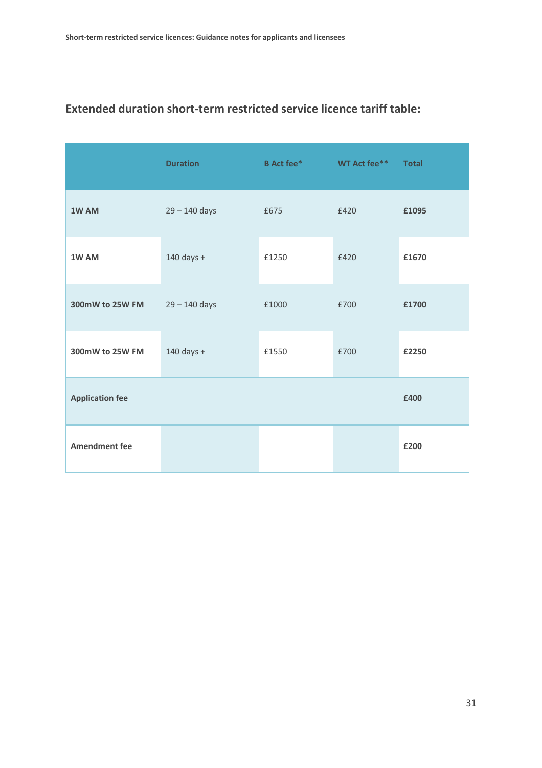## Extended duration short-term restricted service licence tariff table:

| | Duration | B Act fee* | WT Act fee** | Total |
|---|---|---|---|---|
| **1W AM** | 29 – 140 days | £675 | £420 | **£1095** |
| **1W AM** | 140 days + | £1250 | £420 | **£1670** |
| **300mW to 25W FM** | 29 – 140 days | £1000 | £700 | **£1700** |
| **300mW to 25W FM** | 140 days + | £1550 | £700 | **£2250** |
| **Application fee** | | | | **£400** |
| **Amendment fee** | | | | **£200** |